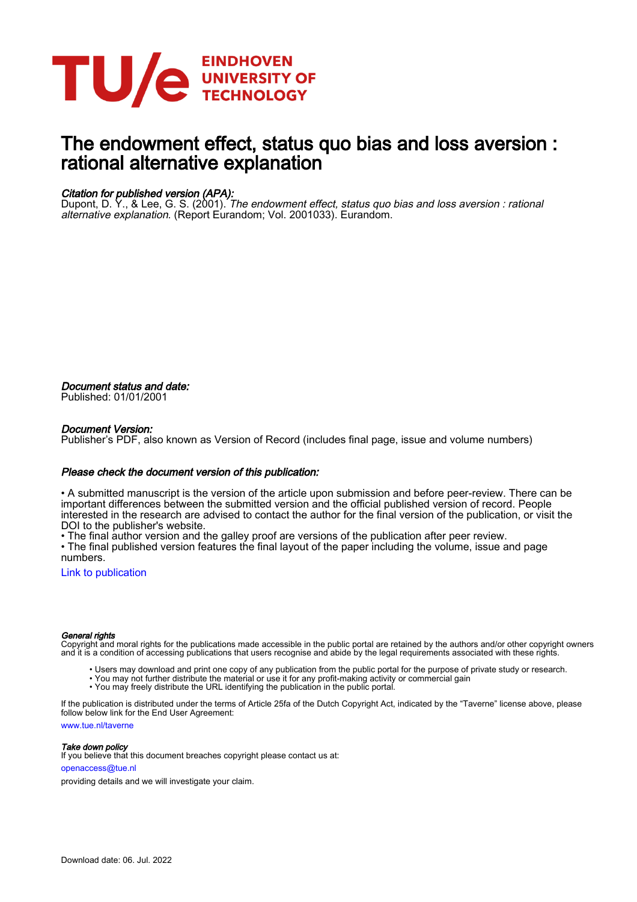# The endowment effect, status quo bias and loss aversion : rational alternative explanation

*Citation for published version (APA):*
Dupont, D. Y., & Lee, G. S. (2001). *The endowment effect, status quo bias and loss aversion : rational alternative explanation*. (Report Eurandom; Vol. 2001033). Eurandom.

*Document status and date:*
Published: 01/01/2001

*Document Version:*
Publisher's PDF, also known as Version of Record (includes final page, issue and volume numbers)

*Please check the document version of this publication:*

• A submitted manuscript is the version of the article upon submission and before peer-review. There can be important differences between the submitted version and the official published version of record. People interested in the research are advised to contact the author for the final version of the publication, or visit the DOI to the publisher's website.
• The final author version and the galley proof are versions of the publication after peer review.
• The final published version features the final layout of the paper including the volume, issue and page numbers.

Link to publication

*General rights*
Copyright and moral rights for the publications made accessible in the public portal are retained by the authors and/or other copyright owners and it is a condition of accessing publications that users recognise and abide by the legal requirements associated with these rights.

• Users may download and print one copy of any publication from the public portal for the purpose of private study or research.
• You may not further distribute the material or use it for any profit-making activity or commercial gain
• You may freely distribute the URL identifying the publication in the public portal.

If the publication is distributed under the terms of Article 25fa of the Dutch Copyright Act, indicated by the "Taverne" license above, please follow below link for the End User Agreement:

www.tue.nl/taverne

*Take down policy*
If you believe that this document breaches copyright please contact us at:

openaccess@tue.nl

providing details and we will investigate your claim.

Download date: 06. Jul. 2022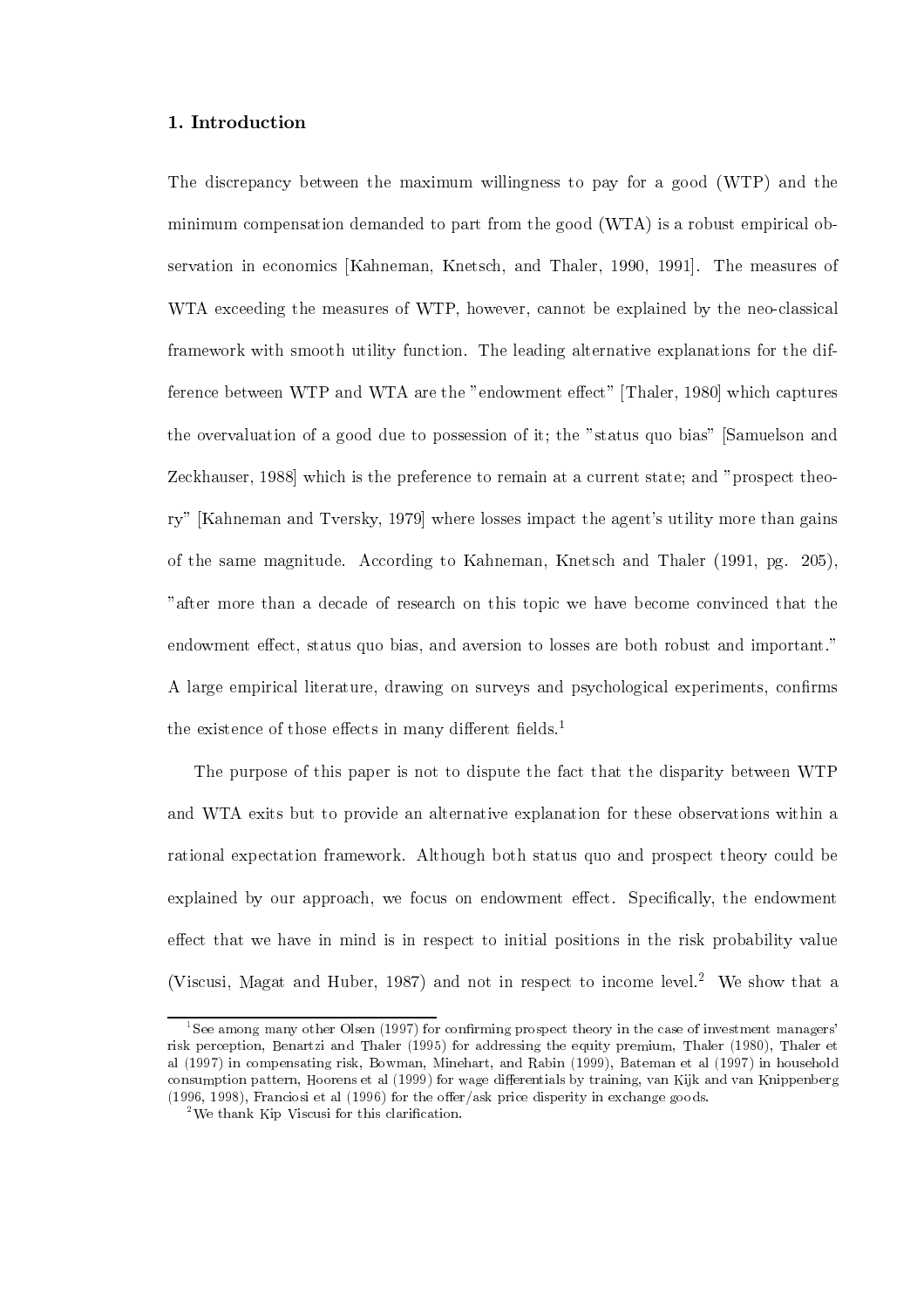## 1. Introduction

The discrepancy between the maximum willingness to pay for a good (WTP) and the minimum compensation demanded to part from the good (WTA) is a robust empirical observation in economics [Kahneman, Knetsch, and Thaler, 1990, 1991]. The measures of WTA exceeding the measures of WTP, however, cannot be explained by the neo-classical framework with smooth utility function. The leading alternative explanations for the difference between WTP and WTA are the "endowment effect" [Thaler, 1980] which captures the overvaluation of a good due to possession of it; the "status quo bias" [Samuelson and Zeckhauser, 1988] which is the preference to remain at a current state; and "prospect theory" [Kahneman and Tversky, 1979] where losses impact the agent's utility more than gains of the same magnitude. According to Kahneman, Knetsch and Thaler (1991, pg. 205), "after more than a decade of research on this topic we have become convinced that the endowment effect, status quo bias, and aversion to losses are both robust and important." A large empirical literature, drawing on surveys and psychological experiments, confirms the existence of those effects in many different fields.[1]

The purpose of this paper is not to dispute the fact that the disparity between WTP and WTA exits but to provide an alternative explanation for these observations within a rational expectation framework. Although both status quo and prospect theory could be explained by our approach, we focus on endowment effect. Specifically, the endowment effect that we have in mind is in respect to initial positions in the risk probability value (Viscusi, Magat and Huber, 1987) and not in respect to income level.[2] We show that a

[1] See among many other Olsen (1997) for confirming prospect theory in the case of investment managers' risk perception, Benartzi and Thaler (1995) for addressing the equity premium, Thaler (1980), Thaler et al (1997) in compensating risk, Bowman, Minehart, and Rabin (1999), Bateman et al (1997) in household consumption pattern, Hoorens et al (1999) for wage differentials by training, van Kijk and van Knippenberg (1996, 1998), Franciosi et al (1996) for the offer/ask price disperity in exchange goods.

[2] We thank Kip Viscusi for this clarification.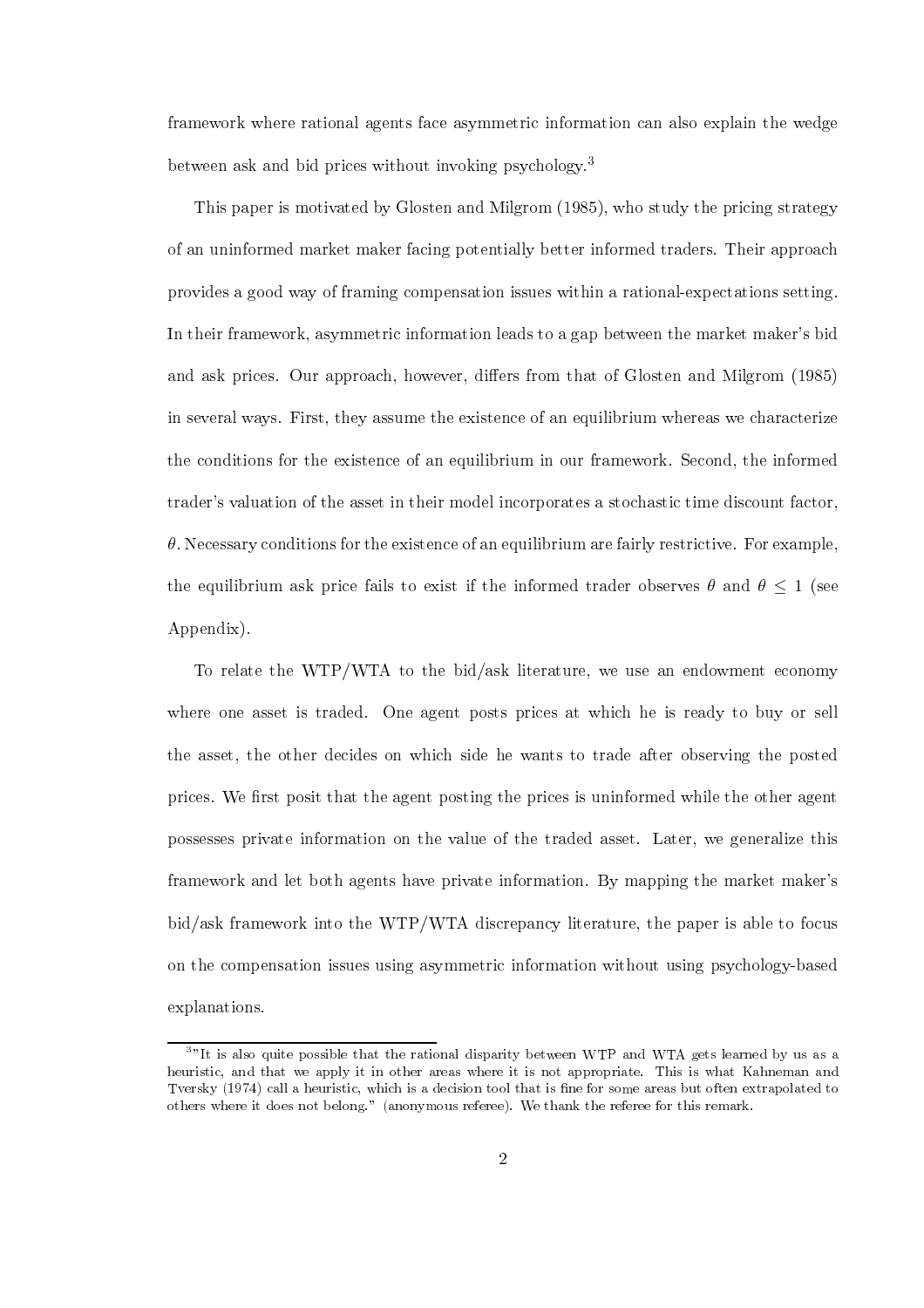framework where rational agents face asymmetric information can also explain the wedge between ask and bid prices without invoking psychology.[3]

This paper is motivated by Glosten and Milgrom (1985), who study the pricing strategy of an uninformed market maker facing potentially better informed traders. Their approach provides a good way of framing compensation issues within a rational-expectations setting. In their framework, asymmetric information leads to a gap between the market maker's bid and ask prices. Our approach, however, differs from that of Glosten and Milgrom (1985) in several ways. First, they assume the existence of an equilibrium whereas we characterize the conditions for the existence of an equilibrium in our framework. Second, the informed trader's valuation of the asset in their model incorporates a stochastic time discount factor, $\theta$. Necessary conditions for the existence of an equilibrium are fairly restrictive. For example, the equilibrium ask price fails to exist if the informed trader observes $\theta$ and $\theta \leq 1$ (see Appendix).

To relate the WTP/WTA to the bid/ask literature, we use an endowment economy where one asset is traded. One agent posts prices at which he is ready to buy or sell the asset, the other decides on which side he wants to trade after observing the posted prices. We first posit that the agent posting the prices is uninformed while the other agent possesses private information on the value of the traded asset. Later, we generalize this framework and let both agents have private information. By mapping the market maker's bid/ask framework into the WTP/WTA discrepancy literature, the paper is able to focus on the compensation issues using asymmetric information without using psychology-based explanations.

[3] "It is also quite possible that the rational disparity between WTP and WTA gets learned by us as a heuristic, and that we apply it in other areas where it is not appropriate. This is what Kahneman and Tversky (1974) call a heuristic, which is a decision tool that is fine for some areas but often extrapolated to others where it does not belong." (anonymous referee). We thank the referee for this remark.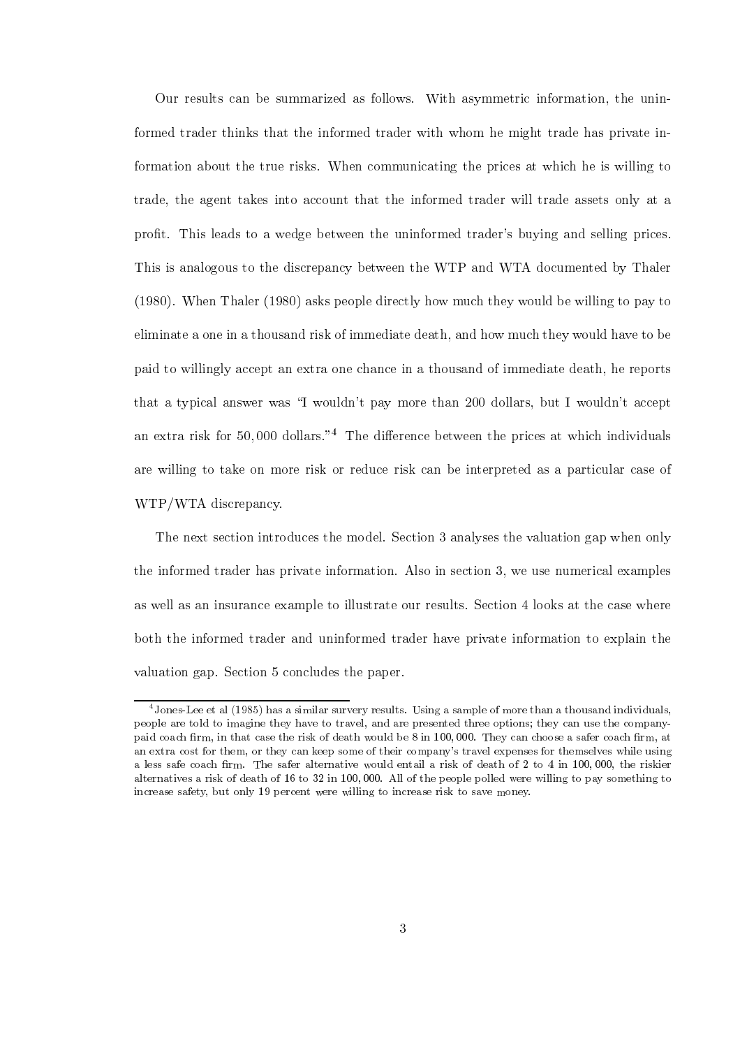Our results can be summarized as follows. With asymmetric information, the uninformed trader thinks that the informed trader with whom he might trade has private information about the true risks. When communicating the prices at which he is willing to trade, the agent takes into account that the informed trader will trade assets only at a profit. This leads to a wedge between the uninformed trader's buying and selling prices. This is analogous to the discrepancy between the WTP and WTA documented by Thaler (1980). When Thaler (1980) asks people directly how much they would be willing to pay to eliminate a one in a thousand risk of immediate death, and how much they would have to be paid to willingly accept an extra one chance in a thousand of immediate death, he reports that a typical answer was "I wouldn't pay more than 200 dollars, but I wouldn't accept an extra risk for 50,000 dollars."[4] The difference between the prices at which individuals are willing to take on more risk or reduce risk can be interpreted as a particular case of WTP/WTA discrepancy.

The next section introduces the model. Section 3 analyses the valuation gap when only the informed trader has private information. Also in section 3, we use numerical examples as well as an insurance example to illustrate our results. Section 4 looks at the case where both the informed trader and uninformed trader have private information to explain the valuation gap. Section 5 concludes the paper.

[4] Jones-Lee et al (1985) has a similar survery results. Using a sample of more than a thousand individuals, people are told to imagine they have to travel, and are presented three options; they can use the company-paid coach firm, in that case the risk of death would be 8 in 100,000. They can choose a safer coach firm, at an extra cost for them, or they can keep some of their company's travel expenses for themselves while using a less safe coach firm. The safer alternative would entail a risk of death of 2 to 4 in 100,000, the riskier alternatives a risk of death of 16 to 32 in 100,000. All of the people polled were willing to pay something to increase safety, but only 19 percent were willing to increase risk to save money.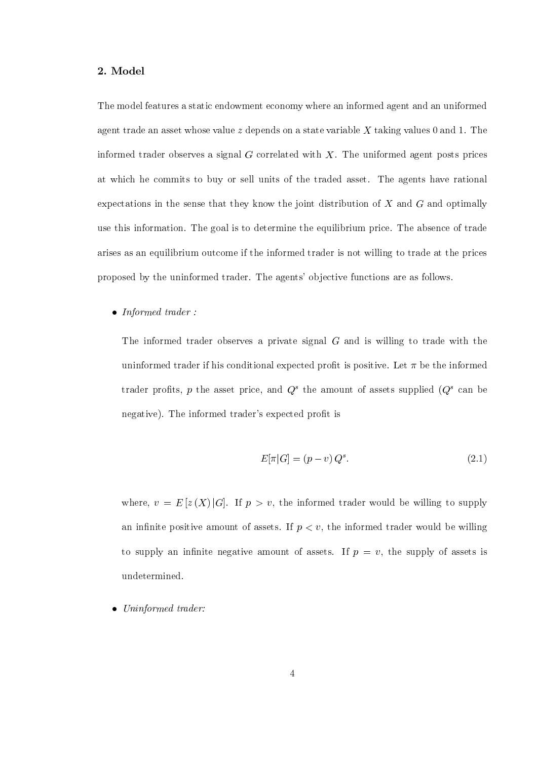## 2. Model

The model features a static endowment economy where an informed agent and an uniformed agent trade an asset whose value $z$ depends on a state variable $X$ taking values 0 and 1. The informed trader observes a signal $G$ correlated with $X$. The unformed agent posts prices at which he commits to buy or sell units of the traded asset. The agents have rational expectations in the sense that they know the joint distribution of $X$ and $G$ and optimally use this information. The goal is to determine the equilibrium price. The absence of trade arises as an equilibrium outcome if the informed trader is not willing to trade at the prices proposed by the uninformed trader. The agents' objective functions are as follows.

- *Informed trader :*

  The informed trader observes a private signal $G$ and is willing to trade with the uninformed trader if his conditional expected profit is positive. Let $\pi$ be the informed trader profits, $p$ the asset price, and $Q^s$ the amount of assets supplied ($Q^s$ can be negative). The informed trader's expected profit is

$$E[\pi|G] = (p - v)\, Q^s. \tag{2.1}$$

  where, $v = E\left[z\left(X\right)|G\right]$. If $p > v$, the informed trader would be willing to supply an infinite positive amount of assets. If $p < v$, the informed trader would be willing to supply an infinite negative amount of assets. If $p = v$, the supply of assets is undetermined.

- *Uninformed trader:*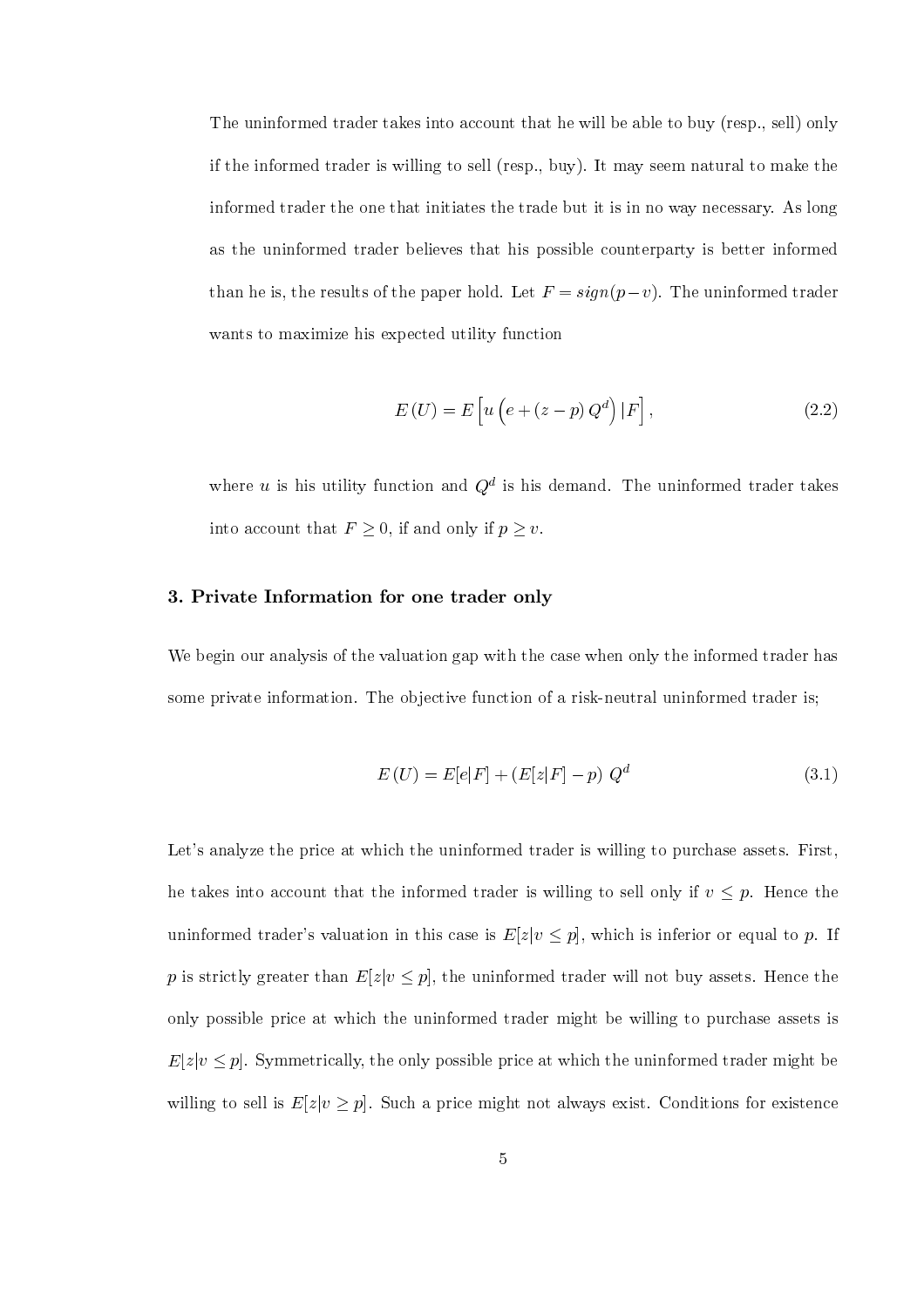The uninformed trader takes into account that he will be able to buy (resp., sell) only if the informed trader is willing to sell (resp., buy). It may seem natural to make the informed trader the one that initiates the trade but it is in no way necessary. As long as the uninformed trader believes that his possible counterparty is better informed than he is, the results of the paper hold. Let $F = sign(p-v)$. The uninformed trader wants to maximize his expected utility function

$$E(U) = E\left[u\left(e + (z-p)\,Q^d\right)|F\right], \tag{2.2}$$

where $u$ is his utility function and $Q^d$ is his demand. The uninformed trader takes into account that $F \geq 0$, if and only if $p \geq v$.

## 3. Private Information for one trader only

We begin our analysis of the valuation gap with the case when only the informed trader has some private information. The objective function of a risk-neutral uninformed trader is;

$$E(U) = E[e|F] + (E[z|F] - p)\;Q^d \tag{3.1}$$

Let's analyze the price at which the uninformed trader is willing to purchase assets. First, he takes into account that the informed trader is willing to sell only if $v \leq p$. Hence the uninformed trader's valuation in this case is $E[z|v \leq p]$, which is inferior or equal to $p$. If $p$ is strictly greater than $E[z|v \leq p]$, the uninformed trader will not buy assets. Hence the only possible price at which the uninformed trader might be willing to purchase assets is $E[z|v \leq p]$. Symmetrically, the only possible price at which the uninformed trader might be willing to sell is $E[z|v \geq p]$. Such a price might not always exist. Conditions for existence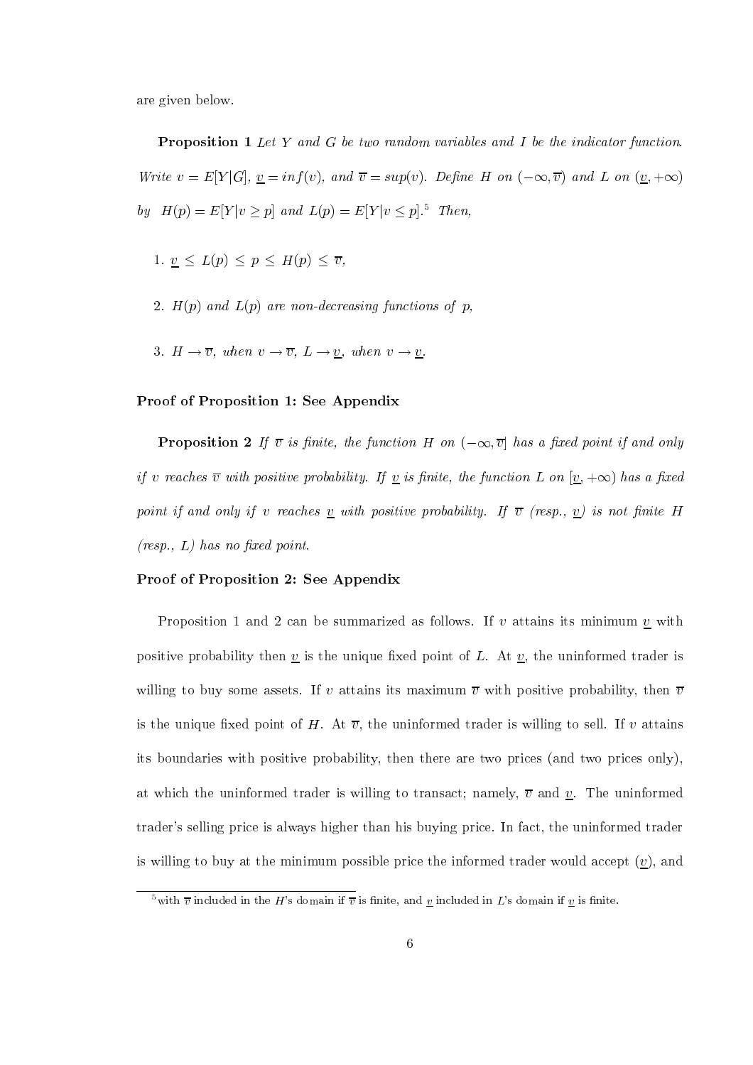are given below.

**Proposition 1** *Let $Y$ and $G$ be two random variables and $I$ be the indicator function. Write $v = E[Y|G]$, $\underline{v} = inf(v)$, and $\overline{v} = sup(v)$. Define $H$ on $(-\infty, \overline{v})$ and $L$ on $(\underline{v}, +\infty)$ by $H(p) = E[Y|v \geq p]$ and $L(p) = E[Y|v \leq p]$.*[5] *Then,*

1. $\underline{v} \leq L(p) \leq p \leq H(p) \leq \overline{v}$,
2. *$H(p)$ and $L(p)$ are non-decreasing functions of $p$,*
3. *$H \to \overline{v}$, when $v \to \overline{v}$, $L \to \underline{v}$, when $v \to \underline{v}$.*

**Proof of Proposition 1: See Appendix**

**Proposition 2** *If $\overline{v}$ is finite, the function $H$ on $(-\infty, \overline{v}]$ has a fixed point if and only if $v$ reaches $\overline{v}$ with positive probability. If $\underline{v}$ is finite, the function $L$ on $[\underline{v}, +\infty)$ has a fixed point if and only if $v$ reaches $\underline{v}$ with positive probability. If $\overline{v}$ (resp., $\underline{v}$) is not finite $H$ (resp., $L$) has no fixed point.*

**Proof of Proposition 2: See Appendix**

Proposition 1 and 2 can be summarized as follows. If $v$ attains its minimum $\underline{v}$ with positive probability then $\underline{v}$ is the unique fixed point of $L$. At $\underline{v}$, the uninformed trader is willing to buy some assets. If $v$ attains its maximum $\overline{v}$ with positive probability, then $\overline{v}$ is the unique fixed point of $H$. At $\overline{v}$, the uninformed trader is willing to sell. If $v$ attains its boundaries with positive probability, then there are two prices (and two prices only), at which the uninformed trader is willing to transact; namely, $\overline{v}$ and $\underline{v}$. The uninformed trader's selling price is always higher than his buying price. In fact, the uninformed trader is willing to buy at the minimum possible price the informed trader would accept ($\underline{v}$), and

[5] with $\overline{v}$ included in the $H$'s domain if $\overline{v}$ is finite, and $\underline{v}$ included in $L$'s domain if $\underline{v}$ is finite.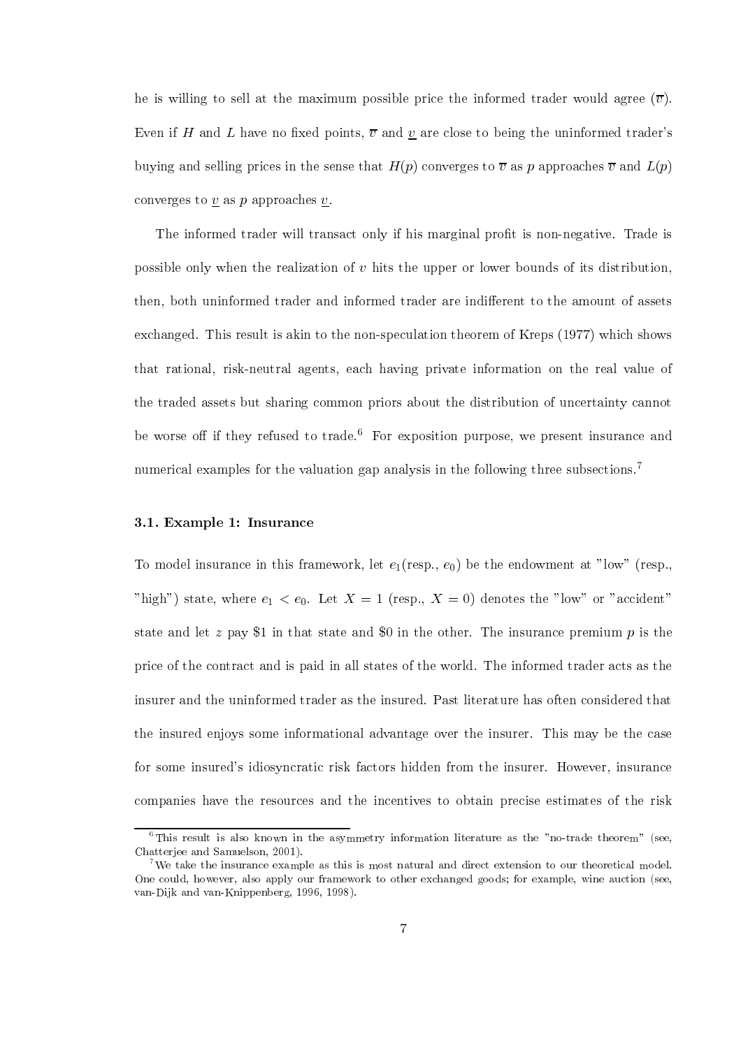he is willing to sell at the maximum possible price the informed trader would agree ($\overline{v}$). Even if $H$ and $L$ have no fixed points, $\overline{v}$ and $\underline{v}$ are close to being the uninformed trader's buying and selling prices in the sense that $H(p)$ converges to $\overline{v}$ as $p$ approaches $\overline{v}$ and $L(p)$ converges to $\underline{v}$ as $p$ approaches $\underline{v}$.

The informed trader will transact only if his marginal profit is non-negative. Trade is possible only when the realization of $v$ hits the upper or lower bounds of its distribution, then, both uninformed trader and informed trader are indifferent to the amount of assets exchanged. This result is akin to the non-speculation theorem of Kreps (1977) which shows that rational, risk-neutral agents, each having private information on the real value of the traded assets but sharing common priors about the distribution of uncertainty cannot be worse off if they refused to trade.[6] For exposition purpose, we present insurance and numerical examples for the valuation gap analysis in the following three subsections.[7]

### 3.1. Example 1: Insurance

To model insurance in this framework, let $e_1$(resp., $e_0$) be the endowment at "low" (resp., "high") state, where $e_1 < e_0$. Let $X = 1$ (resp., $X = 0$) denotes the "low" or "accident" state and let $z$ pay \$1 in that state and \$0 in the other. The insurance premium $p$ is the price of the contract and is paid in all states of the world. The informed trader acts as the insurer and the uninformed trader as the insured. Past literature has often considered that the insured enjoys some informational advantage over the insurer. This may be the case for some insured's idiosyncratic risk factors hidden from the insurer. However, insurance companies have the resources and the incentives to obtain precise estimates of the risk

[6] This result is also known in the asymmetry information literature as the "no-trade theorem" (see, Chatterjee and Samuelson, 2001).

[7] We take the insurance example as this is most natural and direct extension to our theoretical model. One could, however, also apply our framework to other exchanged goods; for example, wine auction (see, van-Dijk and van-Knippenberg, 1996, 1998).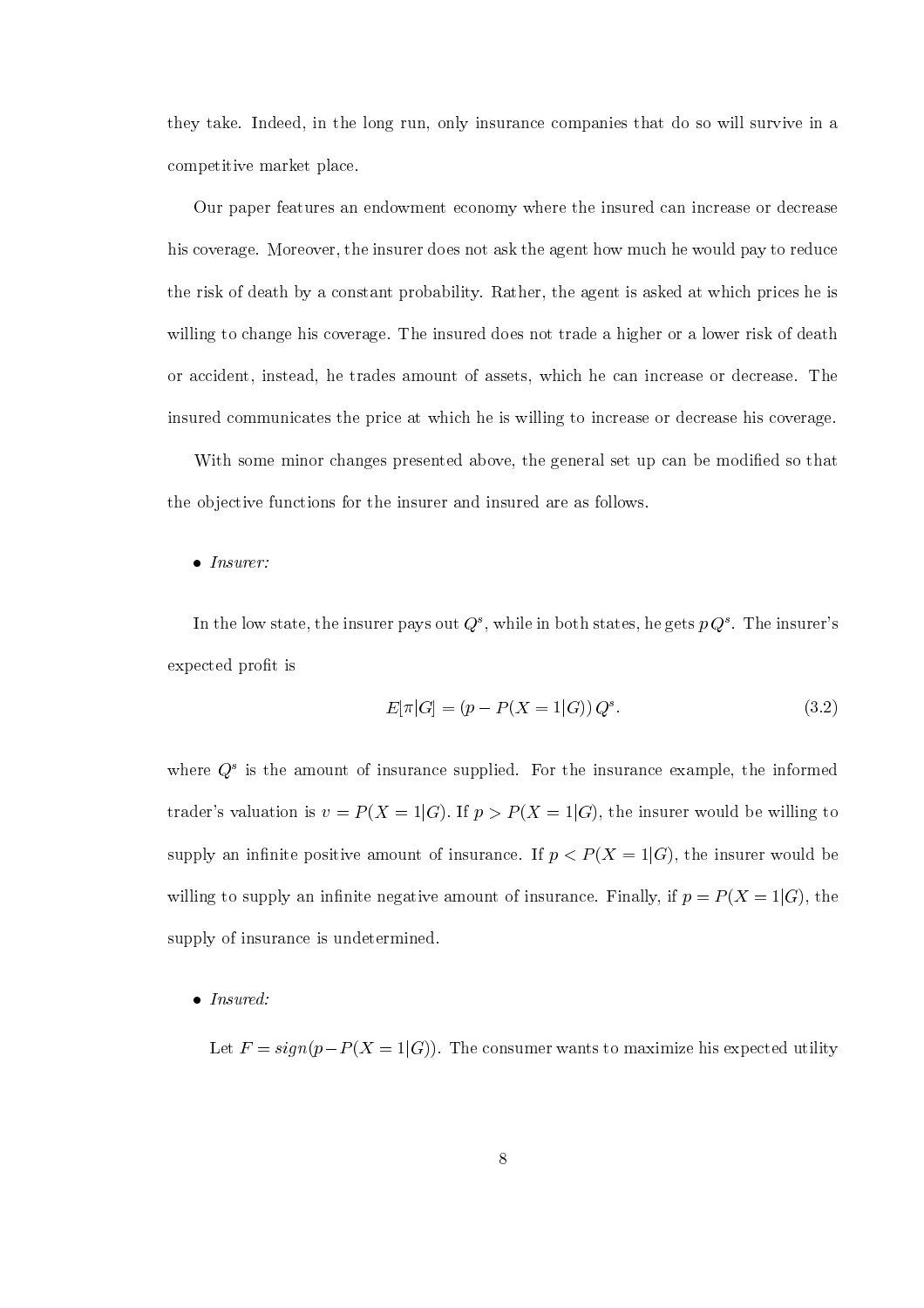they take. Indeed, in the long run, only insurance companies that do so will survive in a competitive market place.

Our paper features an endowment economy where the insured can increase or decrease his coverage. Moreover, the insurer does not ask the agent how much he would pay to reduce the risk of death by a constant probability. Rather, the agent is asked at which prices he is willing to change his coverage. The insured does not trade a higher or a lower risk of death or accident, instead, he trades amount of assets, which he can increase or decrease. The insured communicates the price at which he is willing to increase or decrease his coverage.

With some minor changes presented above, the general set up can be modified so that the objective functions for the insurer and insured are as follows.

- *Insurer:*

In the low state, the insurer pays out $Q^s$, while in both states, he gets $p\,Q^s$. The insurer's expected profit is

$$E[\pi|G] = (p - P(X = 1|G))\,Q^s. \tag{3.2}$$

where $Q^s$ is the amount of insurance supplied. For the insurance example, the informed trader's valuation is $v = P(X = 1|G)$. If $p > P(X = 1|G)$, the insurer would be willing to supply an infinite positive amount of insurance. If $p < P(X = 1|G)$, the insurer would be willing to supply an infinite negative amount of insurance. Finally, if $p = P(X = 1|G)$, the supply of insurance is undetermined.

- *Insured:*

Let $F = sign(p - P(X = 1|G))$. The consumer wants to maximize his expected utility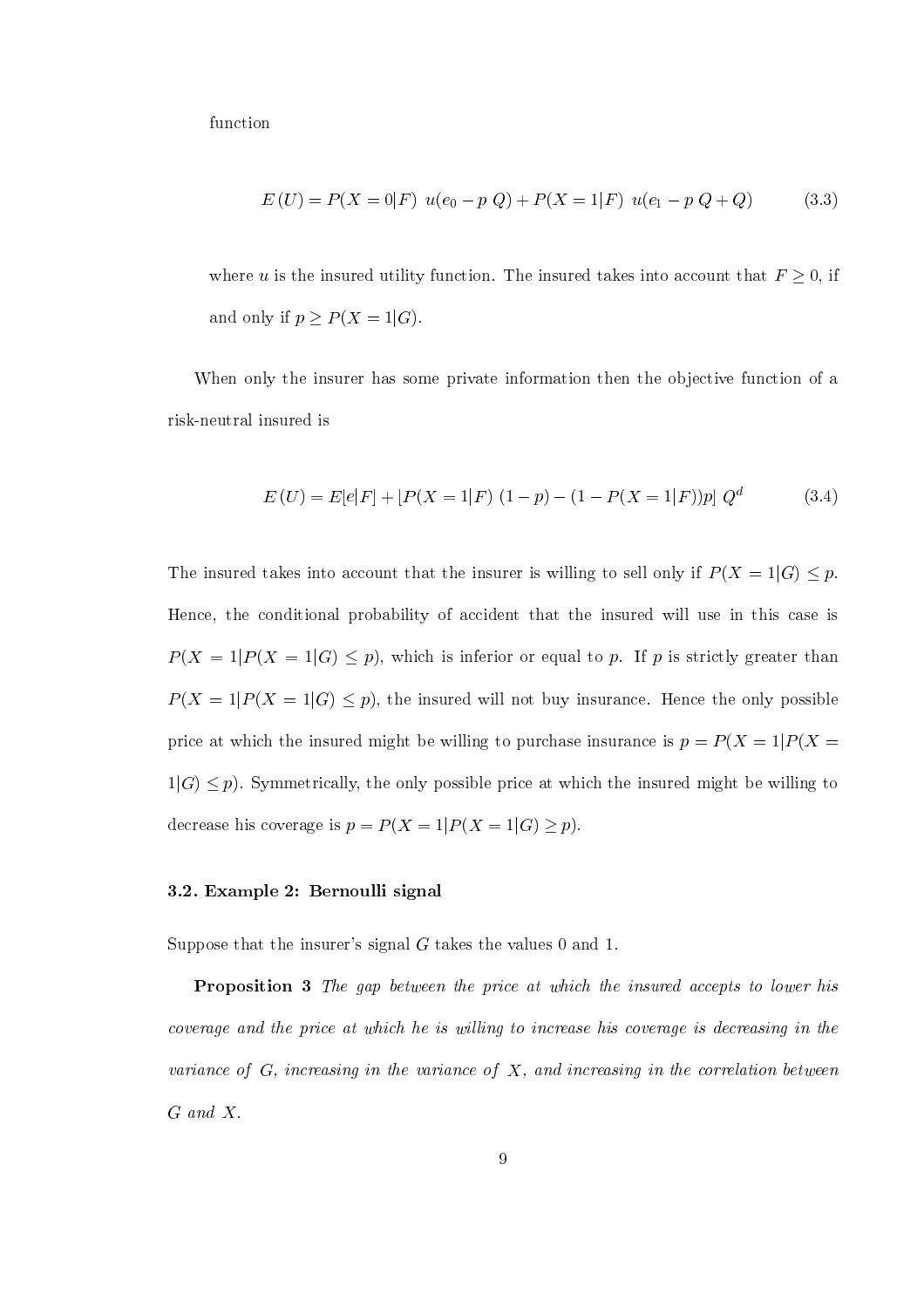function

$$E(U) = P(X=0|F)\ u(e_0 - p\ Q) + P(X=1|F)\ u(e_1 - p\ Q + Q) \tag{3.3}$$

where $u$ is the insured utility function. The insured takes into account that $F \geq 0$, if and only if $p \geq P(X=1|G)$.

When only the insurer has some private information then the objective function of a risk-neutral insured is

$$E(U) = E[e|F] + [P(X=1|F)\ (1-p) - (1 - P(X=1|F))p]\ Q^d \tag{3.4}$$

The insured takes into account that the insurer is willing to sell only if $P(X=1|G) \leq p$. Hence, the conditional probability of accident that the insured will use in this case is $P(X=1|P(X=1|G) \leq p)$, which is inferior or equal to $p$. If $p$ is strictly greater than $P(X=1|P(X=1|G) \leq p)$, the insured will not buy insurance. Hence the only possible price at which the insured might be willing to purchase insurance is $p = P(X=1|P(X=1|G) \leq p)$. Symmetrically, the only possible price at which the insured might be willing to decrease his coverage is $p = P(X=1|P(X=1|G) \geq p)$.

### 3.2. Example 2: Bernoulli signal

Suppose that the insurer's signal $G$ takes the values 0 and 1.

**Proposition 3** *The gap between the price at which the insured accepts to lower his coverage and the price at which he is willing to increase his coverage is decreasing in the variance of $G$, increasing in the variance of $X$, and increasing in the correlation between $G$ and $X$.*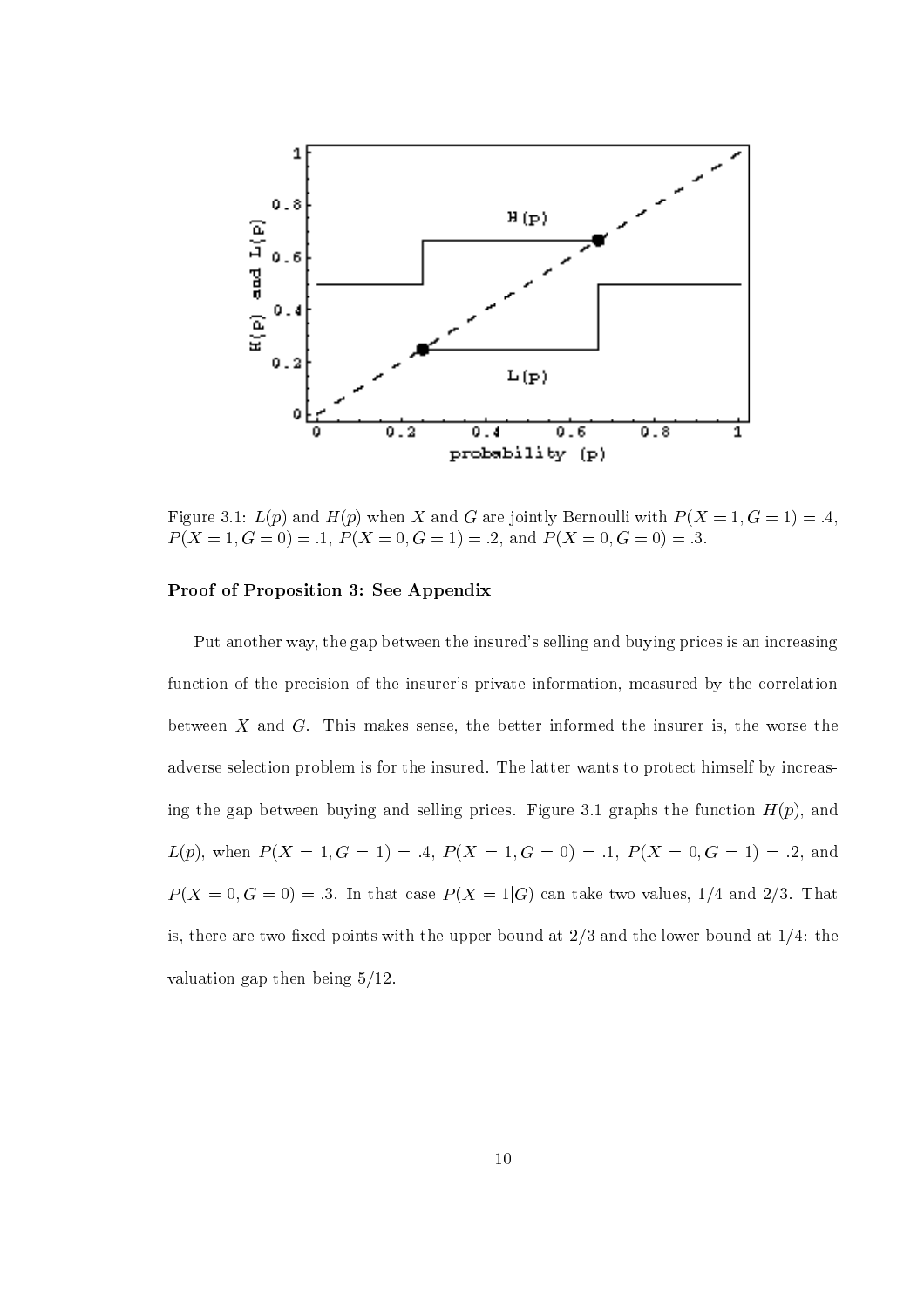Figure 3.1: $L(p)$ and $H(p)$ when $X$ and $G$ are jointly Bernoulli with $P(X = 1, G = 1) = .4$, $P(X = 1, G = 0) = .1$, $P(X = 0, G = 1) = .2$, and $P(X = 0, G = 0) = .3$.

**Proof of Proposition 3: See Appendix**

Put another way, the gap between the insured's selling and buying prices is an increasing function of the precision of the insurer's private information, measured by the correlation between $X$ and $G$. This makes sense, the better informed the insurer is, the worse the adverse selection problem is for the insured. The latter wants to protect himself by increasing the gap between buying and selling prices. Figure 3.1 graphs the function $H(p)$, and $L(p)$, when $P(X = 1, G = 1) = .4$, $P(X = 1, G = 0) = .1$, $P(X = 0, G = 1) = .2$, and $P(X = 0, G = 0) = .3$. In that case $P(X = 1|G)$ can take two values, $1/4$ and $2/3$. That is, there are two fixed points with the upper bound at $2/3$ and the lower bound at $1/4$: the valuation gap then being $5/12$.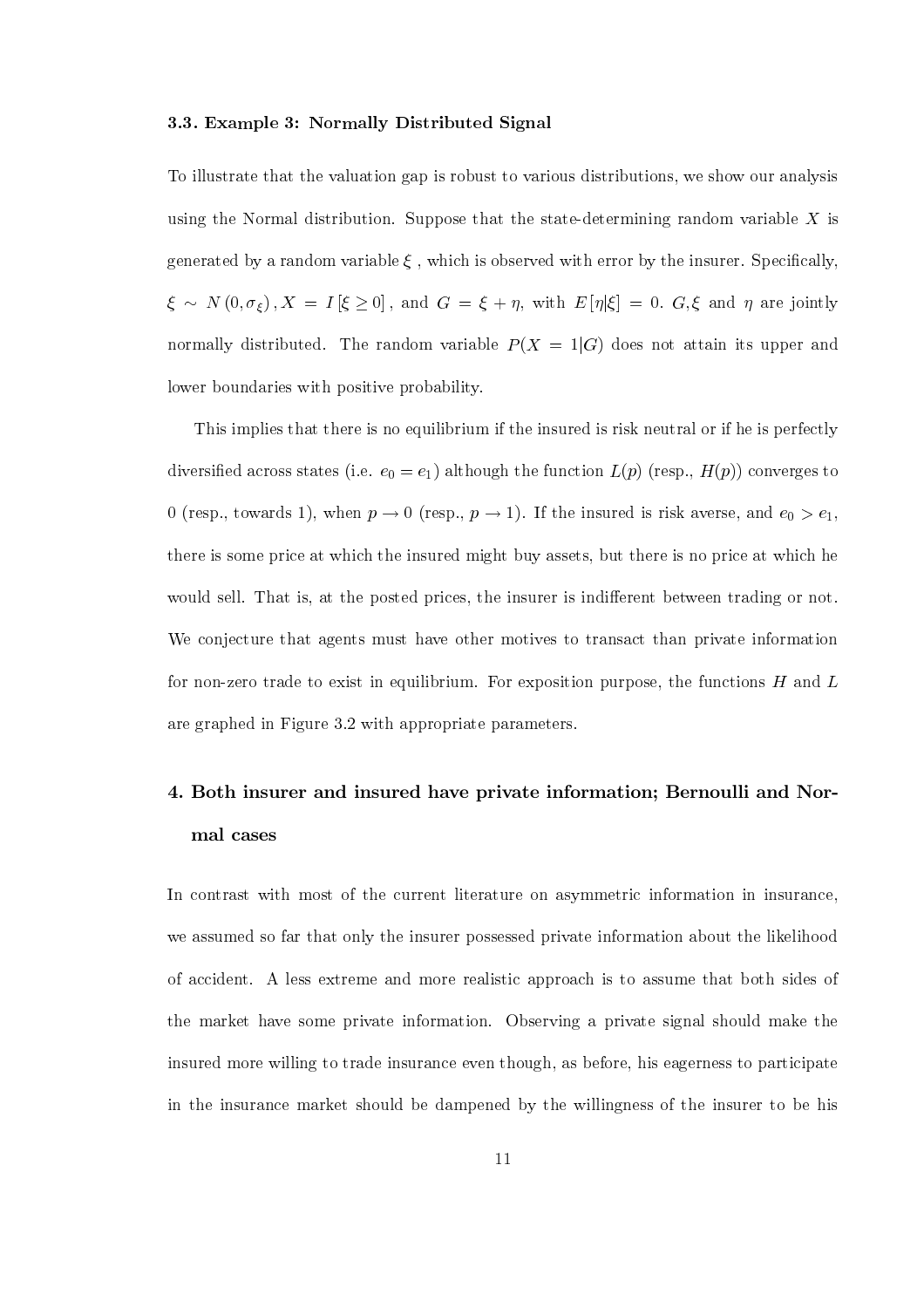### 3.3. Example 3: Normally Distributed Signal

To illustrate that the valuation gap is robust to various distributions, we show our analysis using the Normal distribution. Suppose that the state-determining random variable $X$ is generated by a random variable $\xi$ , which is observed with error by the insurer. Specifically, $\xi \sim N(0, \sigma_\xi), X = I[\xi \geq 0]$, and $G = \xi + \eta$, with $E[\eta|\xi] = 0$. $G, \xi$ and $\eta$ are jointly normally distributed. The random variable $P(X = 1|G)$ does not attain its upper and lower boundaries with positive probability.

This implies that there is no equilibrium if the insured is risk neutral or if he is perfectly diversified across states (i.e. $e_0 = e_1$) although the function $L(p)$ (resp., $H(p)$) converges to 0 (resp., towards 1), when $p \to 0$ (resp., $p \to 1$). If the insured is risk averse, and $e_0 > e_1$, there is some price at which the insured might buy assets, but there is no price at which he would sell. That is, at the posted prices, the insurer is indifferent between trading or not. We conjecture that agents must have other motives to transact than private information for non-zero trade to exist in equilibrium. For exposition purpose, the functions $H$ and $L$ are graphed in Figure 3.2 with appropriate parameters.

## 4. Both insurer and insured have private information; Bernoulli and Normal cases

In contrast with most of the current literature on asymmetric information in insurance, we assumed so far that only the insurer possessed private information about the likelihood of accident. A less extreme and more realistic approach is to assume that both sides of the market have some private information. Observing a private signal should make the insured more willing to trade insurance even though, as before, his eagerness to participate in the insurance market should be dampened by the willingness of the insurer to be his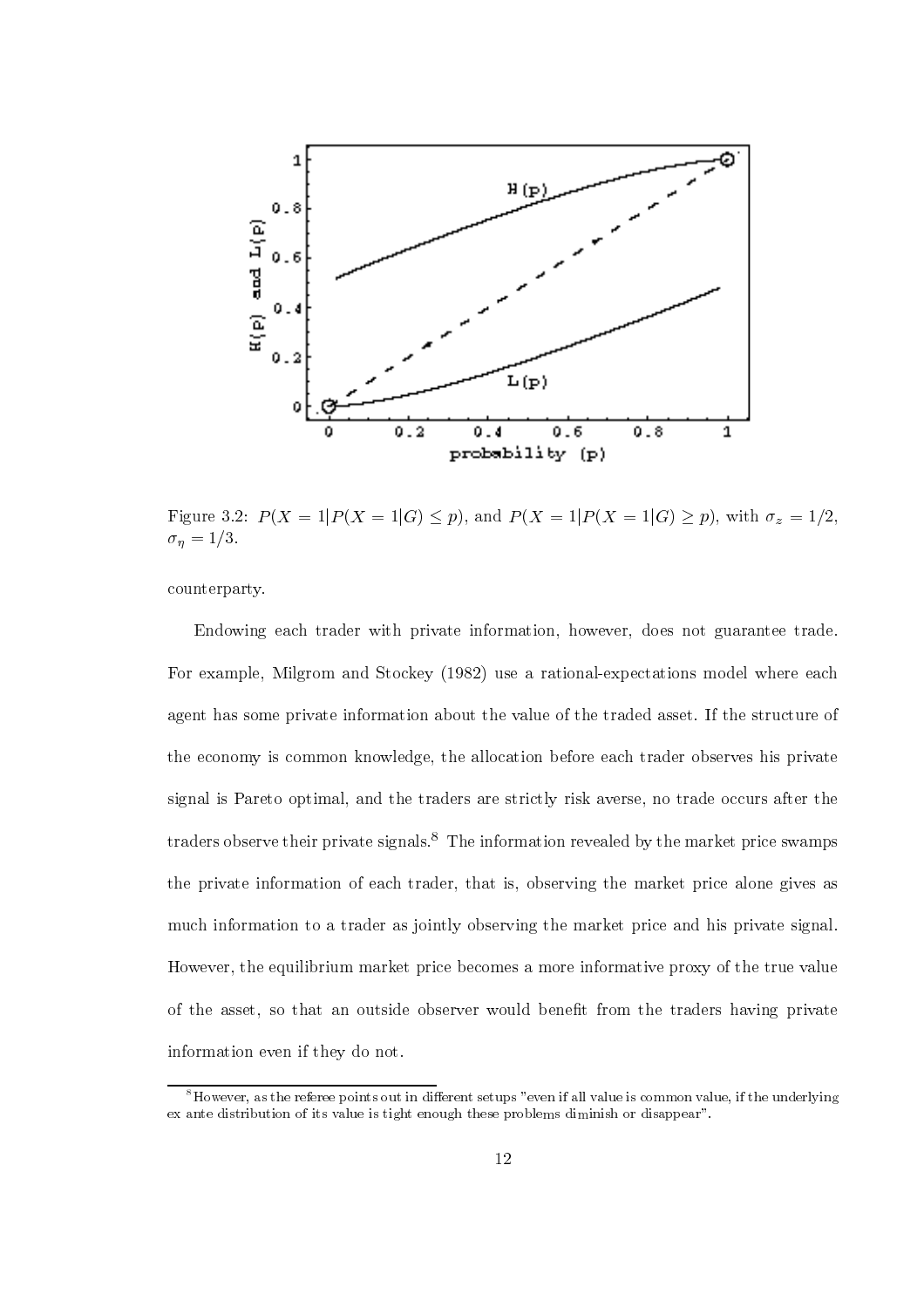1

0.8

0.6

0.4

0.2

0

H(p) and L(p)

H(p)

L(p)

0 0.2 0.4 0.6 0.8 1

probability (p)

Figure 3.2: $P(X = 1|P(X = 1|G) \leq p)$, and $P(X = 1|P(X = 1|G) \geq p)$, with $\sigma_z = 1/2$, $\sigma_\eta = 1/3$.

counterparty.

Endowing each trader with private information, however, does not guarantee trade. For example, Milgrom and Stockey (1982) use a rational-expectations model where each agent has some private information about the value of the traded asset. If the structure of the economy is common knowledge, the allocation before each trader observes his private signal is Pareto optimal, and the traders are strictly risk averse, no trade occurs after the traders observe their private signals.[8] The information revealed by the market price swamps the private information of each trader, that is, observing the market price alone gives as much information to a trader as jointly observing the market price and his private signal. However, the equilibrium market price becomes a more informative proxy of the true value of the asset, so that an outside observer would benefit from the traders having private information even if they do not.

[8] However, as the referee points out in different setups "even if all value is common value, if the underlying ex ante distribution of its value is tight enough these problems diminish or disappear".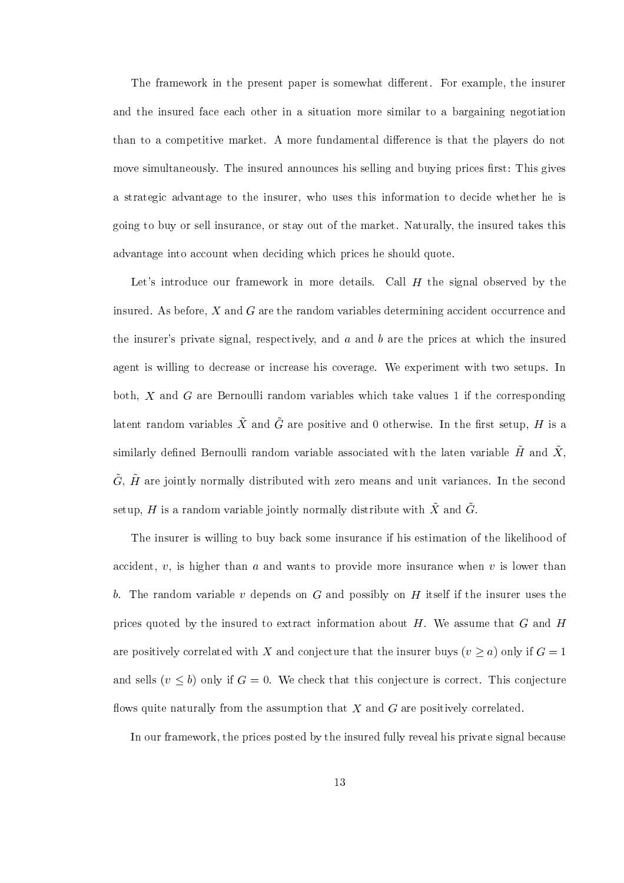The framework in the present paper is somewhat different. For example, the insurer and the insured face each other in a situation more similar to a bargaining negotiation than to a competitive market. A more fundamental difference is that the players do not move simultaneously. The insured announces his selling and buying prices first: This gives a strategic advantage to the insurer, who uses this information to decide whether he is going to buy or sell insurance, or stay out of the market. Naturally, the insured takes this advantage into account when deciding which prices he should quote.

Let's introduce our framework in more details. Call $H$ the signal observed by the insured. As before, $X$ and $G$ are the random variables determining accident occurrence and the insurer's private signal, respectively, and $a$ and $b$ are the prices at which the insured agent is willing to decrease or increase his coverage. We experiment with two setups. In both, $X$ and $G$ are Bernoulli random variables which take values 1 if the corresponding latent random variables $\tilde{X}$ and $\tilde{G}$ are positive and 0 otherwise. In the first setup, $H$ is a similarly defined Bernoulli random variable associated with the laten variable $\tilde{H}$ and $\tilde{X}$, $\tilde{G}$, $\tilde{H}$ are jointly normally distributed with zero means and unit variances. In the second setup, $H$ is a random variable jointly normally distribute with $\tilde{X}$ and $\tilde{G}$.

The insurer is willing to buy back some insurance if his estimation of the likelihood of accident, $v$, is higher than $a$ and wants to provide more insurance when $v$ is lower than $b$. The random variable $v$ depends on $G$ and possibly on $H$ itself if the insurer uses the prices quoted by the insured to extract information about $H$. We assume that $G$ and $H$ are positively correlated with $X$ and conjecture that the insurer buys ($v \geq a$) only if $G = 1$ and sells ($v \leq b$) only if $G = 0$. We check that this conjecture is correct. This conjecture flows quite naturally from the assumption that $X$ and $G$ are positively correlated.

In our framework, the prices posted by the insured fully reveal his private signal because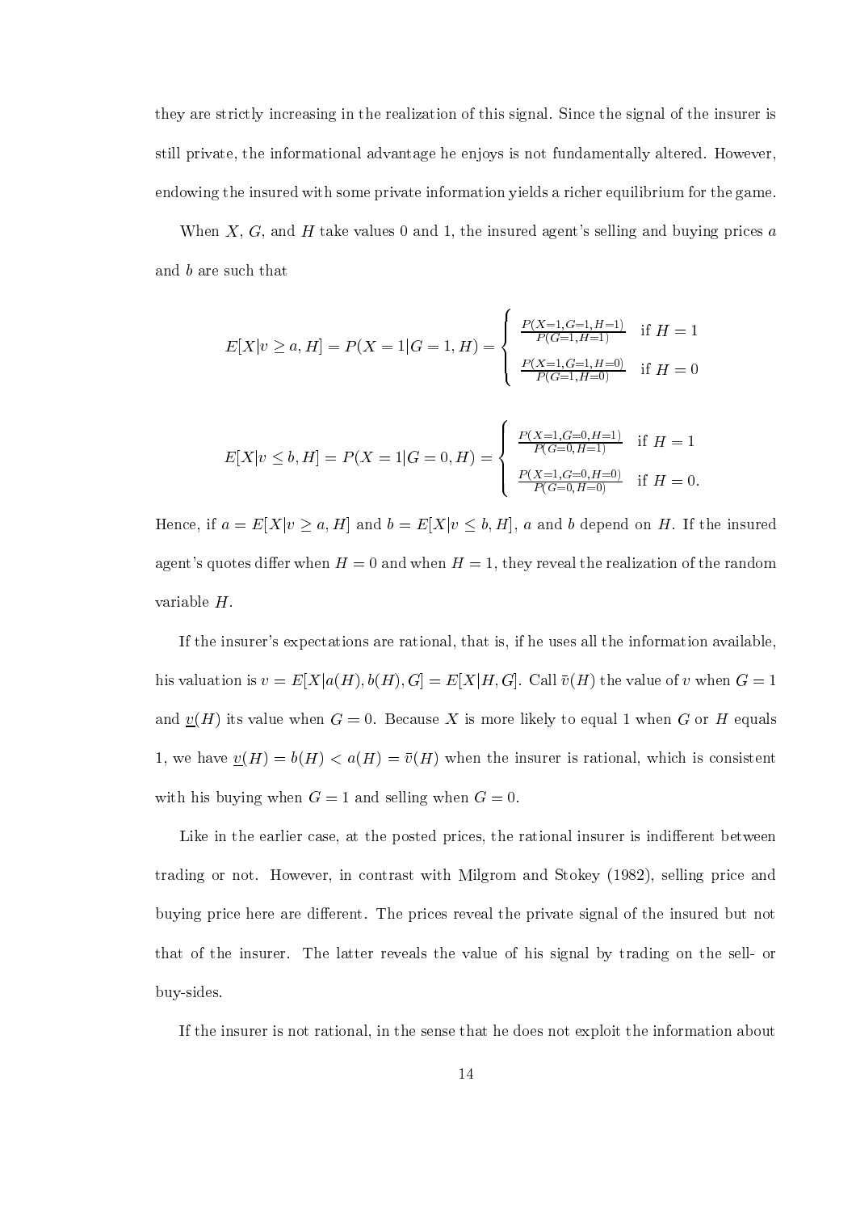they are strictly increasing in the realization of this signal. Since the signal of the insurer is still private, the informational advantage he enjoys is not fundamentally altered. However, endowing the insured with some private information yields a richer equilibrium for the game.

When $X$, $G$, and $H$ take values 0 and 1, the insured agent's selling and buying prices $a$ and $b$ are such that

$$E[X|v \geq a, H] = P(X=1|G=1, H) = \begin{cases} \frac{P(X=1,G=1,H=1)}{P(G=1,H=1)} & \text{if } H=1 \\ \frac{P(X=1,G=1,H=0)}{P(G=1,H=0)} & \text{if } H=0 \end{cases}$$

$$E[X|v \leq b, H] = P(X=1|G=0, H) = \begin{cases} \frac{P(X=1,G=0,H=1)}{P(G=0,H=1)} & \text{if } H=1 \\ \frac{P(X=1,G=0,H=0)}{P(G=0,H=0)} & \text{if } H=0. \end{cases}$$

Hence, if $a = E[X|v \geq a, H]$ and $b = E[X|v \leq b, H]$, $a$ and $b$ depend on $H$. If the insured agent's quotes differ when $H=0$ and when $H=1$, they reveal the realization of the random variable $H$.

If the insurer's expectations are rational, that is, if he uses all the information available, his valuation is $v = E[X|a(H), b(H), G] = E[X|H, G]$. Call $\bar{v}(H)$ the value of $v$ when $G=1$ and $\underline{v}(H)$ its value when $G=0$. Because $X$ is more likely to equal 1 when $G$ or $H$ equals 1, we have $\underline{v}(H) = b(H) < a(H) = \bar{v}(H)$ when the insurer is rational, which is consistent with his buying when $G=1$ and selling when $G=0$.

Like in the earlier case, at the posted prices, the rational insurer is indifferent between trading or not. However, in contrast with Milgrom and Stokey (1982), selling price and buying price here are different. The prices reveal the private signal of the insured but not that of the insurer. The latter reveals the value of his signal by trading on the sell- or buy-sides.

If the insurer is not rational, in the sense that he does not exploit the information about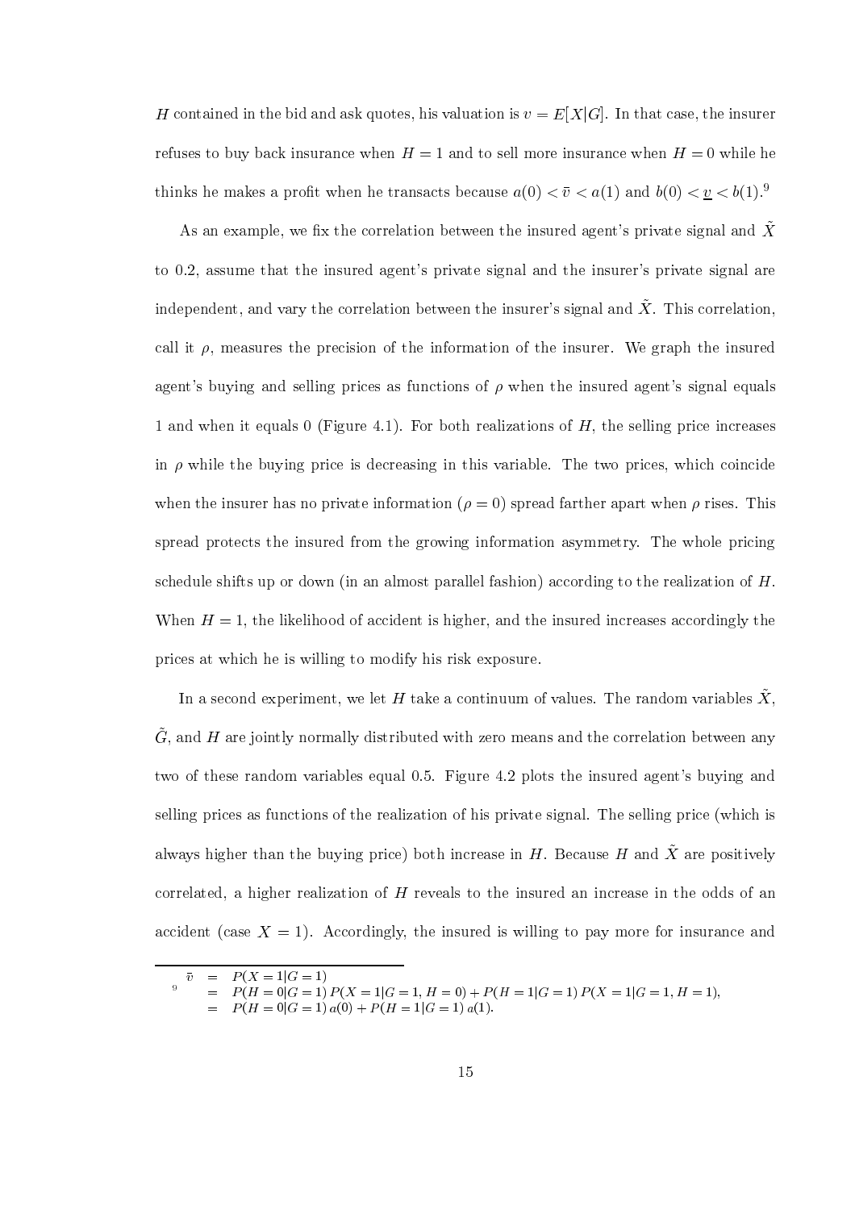$H$ contained in the bid and ask quotes, his valuation is $v = E[X|G]$. In that case, the insurer refuses to buy back insurance when $H = 1$ and to sell more insurance when $H = 0$ while he thinks he makes a profit when he transacts because $a(0) < \bar{v} < a(1)$ and $b(0) < \underline{v} < b(1)$.[9]

As an example, we fix the correlation between the insured agent's private signal and $\tilde{X}$ to 0.2, assume that the insured agent's private signal and the insurer's private signal are independent, and vary the correlation between the insurer's signal and $\tilde{X}$. This correlation, call it $\rho$, measures the precision of the information of the insurer. We graph the insured agent's buying and selling prices as functions of $\rho$ when the insured agent's signal equals 1 and when it equals 0 (Figure 4.1). For both realizations of $H$, the selling price increases in $\rho$ while the buying price is decreasing in this variable. The two prices, which coincide when the insurer has no private information ($\rho = 0$) spread farther apart when $\rho$ rises. This spread protects the insured from the growing information asymmetry. The whole pricing schedule shifts up or down (in an almost parallel fashion) according to the realization of $H$. When $H = 1$, the likelihood of accident is higher, and the insured increases accordingly the prices at which he is willing to modify his risk exposure.

In a second experiment, we let $H$ take a continuum of values. The random variables $\tilde{X}$, $\tilde{G}$, and $H$ are jointly normally distributed with zero means and the correlation between any two of these random variables equal 0.5. Figure 4.2 plots the insured agent's buying and selling prices as functions of the realization of his private signal. The selling price (which is always higher than the buying price) both increase in $H$. Because $H$ and $\tilde{X}$ are positively correlated, a higher realization of $H$ reveals to the insured an increase in the odds of an accident (case $X = 1$). Accordingly, the insured is willing to pay more for insurance and

---

[9]
$$
\begin{aligned}
\bar{v} &= P(X = 1|G = 1) \\
&= P(H = 0|G = 1)\, P(X = 1|G = 1, H = 0) + P(H = 1|G = 1)\, P(X = 1|G = 1, H = 1), \\
&= P(H = 0|G = 1)\, a(0) + P(H = 1|G = 1)\, a(1).
\end{aligned}
$$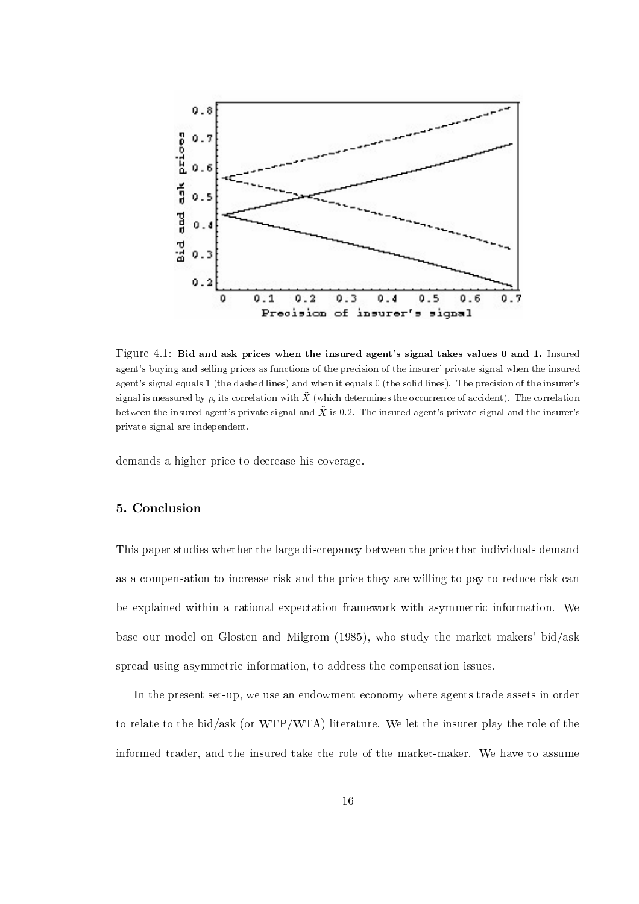0.8
0.7
0.6
0.5
0.4
0.3
0.2

Bid and ask prices

0 0.1 0.2 0.3 0.4 0.5 0.6 0.7

Precision of insurer's signal

Figure 4.1: **Bid and ask prices when the insured agent's signal takes values 0 and 1.** Insured agent's buying and selling prices as functions of the precision of the insurer' private signal when the insured agent's signal equals 1 (the dashed lines) and when it equals 0 (the solid lines). The precision of the insurer's signal is measured by $\rho$, its correlation with $\tilde{X}$ (which determines the occurrence of accident). The correlation between the insured agent's private signal and $\tilde{X}$ is 0.2. The insured agent's private signal and the insurer's private signal are independent.

demands a higher price to decrease his coverage.

## 5. Conclusion

This paper studies whether the large discrepancy between the price that individuals demand as a compensation to increase risk and the price they are willing to pay to reduce risk can be explained within a rational expectation framework with asymmetric information. We base our model on Glosten and Milgrom (1985), who study the market makers' bid/ask spread using asymmetric information, to address the compensation issues.

In the present set-up, we use an endowment economy where agents trade assets in order to relate to the bid/ask (or WTP/WTA) literature. We let the insurer play the role of the informed trader, and the insured take the role of the market-maker. We have to assume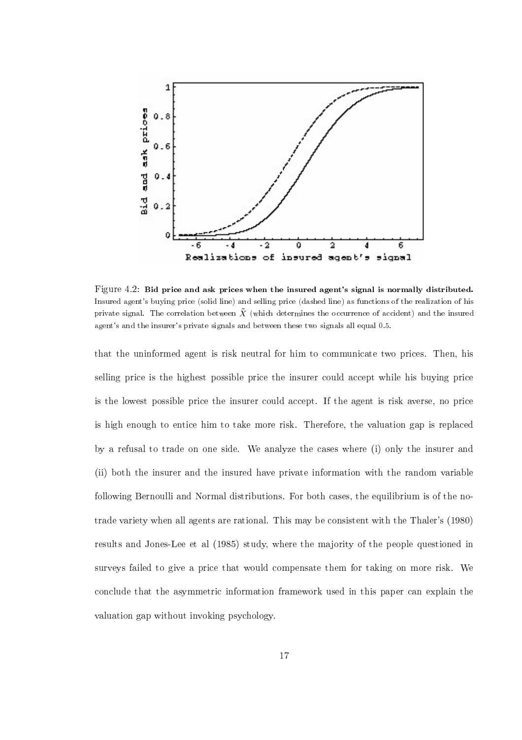Bid and ask prices

1

0.8

0.6

0.4

0.2

0

-6 -4 -2 0 2 4 6

Realizations of insured agent's signal

Figure 4.2: **Bid price and ask prices when the insured agent's signal is normally distributed.** Insured agent's buying price (solid line) and selling price (dashed line) as functions of the realization of his private signal. The correlation between $\tilde{X}$ (which determines the occurrence of accident) and the insured agent's and the insurer's private signals and between these two signals all equal 0.5.

that the uninformed agent is risk neutral for him to communicate two prices. Then, his selling price is the highest possible price the insurer could accept while his buying price is the lowest possible price the insurer could accept. If the agent is risk averse, no price is high enough to entice him to take more risk. Therefore, the valuation gap is replaced by a refusal to trade on one side. We analyze the cases where (i) only the insurer and (ii) both the insurer and the insured have private information with the random variable following Bernoulli and Normal distributions. For both cases, the equilibrium is of the no-trade variety when all agents are rational. This may be consistent with the Thaler's (1980) results and Jones-Lee et al (1985) study, where the majority of the people questioned in surveys failed to give a price that would compensate them for taking on more risk. We conclude that the asymmetric information framework used in this paper can explain the valuation gap without invoking psychology.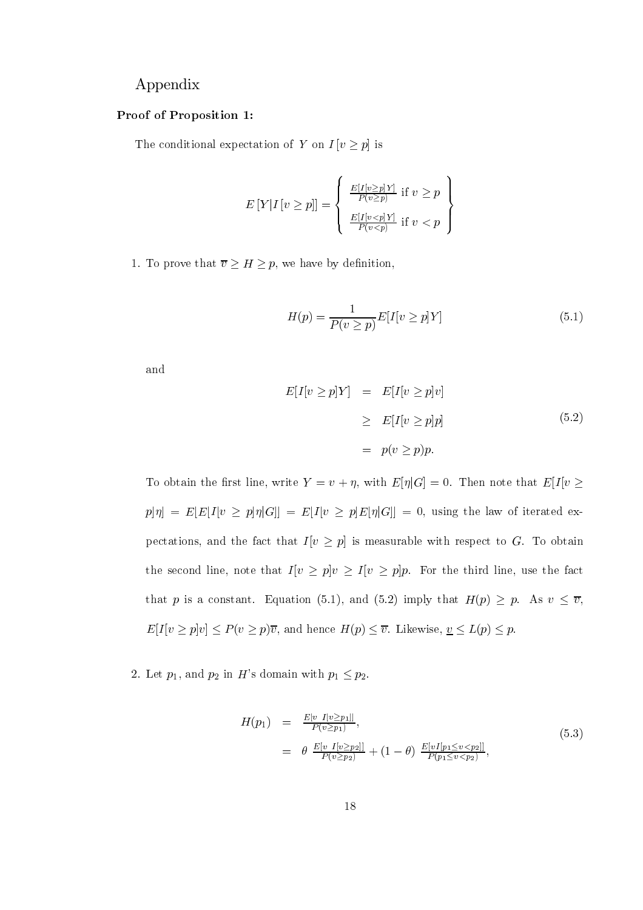# Appendix

**Proof of Proposition 1:**

The conditional expectation of $Y$ on $I[v \geq p]$ is

$$E[Y|I[v \geq p]] = \left\{ \begin{array}{l} \frac{E[I[v \geq p]Y]}{P(v \geq p)} \text{ if } v \geq p \\ \frac{E[I[v < p]Y]}{P(v < p)} \text{ if } v < p \end{array} \right\}$$

1. To prove that $\overline{v} \geq H \geq p$, we have by definition,

$$H(p) = \frac{1}{P(v \geq p)} E[I[v \geq p]Y] \tag{5.1}$$

and

$$\begin{aligned} E[I[v \geq p]Y] &= E[I[v \geq p]v] \\ &\geq E[I[v \geq p]p] \\ &= p(v \geq p)p. \end{aligned} \tag{5.2}$$

To obtain the first line, write $Y = v + \eta$, with $E[\eta|G] = 0$. Then note that $E[I[v \geq p]\eta] = E[E[I[v \geq p]\eta|G]] = E[I[v \geq p]E[\eta|G]] = 0$, using the law of iterated expectations, and the fact that $I[v \geq p]$ is measurable with respect to $G$. To obtain the second line, note that $I[v \geq p]v \geq I[v \geq p]p$. For the third line, use the fact that $p$ is a constant. Equation (5.1), and (5.2) imply that $H(p) \geq p$. As $v \leq \overline{v}$, $E[I[v \geq p]v] \leq P(v \geq p)\overline{v}$, and hence $H(p) \leq \overline{v}$. Likewise, $\underline{v} \leq L(p) \leq p$.

2. Let $p_1$, and $p_2$ in $H$'s domain with $p_1 \leq p_2$.

$$\begin{aligned} H(p_1) &= \frac{E[v \ I[v \geq p_1]]}{P(v \geq p_1)}, \\ &= \theta \ \frac{E[v \ I[v \geq p_2]]}{P(v \geq p_2)} + (1 - \theta) \ \frac{E[vI[p_1 \leq v < p_2]]}{P(p_1 \leq v < p_2)}, \end{aligned} \tag{5.3}$$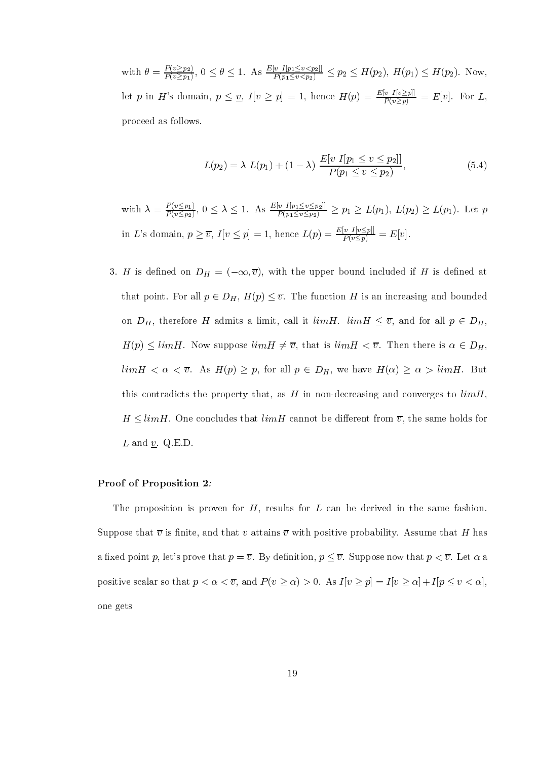with $\theta = \frac{P(v \geq p_2)}{P(v \geq p_1)}$, $0 \leq \theta \leq 1$. As $\frac{E[v\ I[p_1 \leq v < p_2]]}{P(p_1 \leq v < p_2)} \leq p_2 \leq H(p_2)$, $H(p_1) \leq H(p_2)$. Now, let $p$ in $H$'s domain, $p \leq \underline{v}$, $I[v \geq p] = 1$, hence $H(p) = \frac{E[v\ I[v \geq p]]}{P(v \geq p)} = E[v]$. For $L$, proceed as follows.

$$L(p_2) = \lambda\ L(p_1) + (1 - \lambda)\ \frac{E[v\ I[p_1 \leq v \leq p_2]]}{P(p_1 \leq v \leq p_2)}, \tag{5.4}$$

with $\lambda = \frac{P(v \leq p_1)}{P(v \leq p_2)}$, $0 \leq \lambda \leq 1$. As $\frac{E[v\ I[p_1 \leq v \leq p_2]]}{P(p_1 \leq v \leq p_2)} \geq p_1 \geq L(p_1)$, $L(p_2) \geq L(p_1)$. Let $p$ in $L$'s domain, $p \geq \overline{v}$, $I[v \leq p] = 1$, hence $L(p) = \frac{E[v\ I[v \leq p]]}{P(v \leq p)} = E[v]$.

3. $H$ is defined on $D_H = (-\infty, \overline{v})$, with the upper bound included if $H$ is defined at that point. For all $p \in D_H$, $H(p) \leq \overline{v}$. The function $H$ is an increasing and bounded on $D_H$, therefore $H$ admits a limit, call it $limH$. $limH \leq \overline{v}$, and for all $p \in D_H$, $H(p) \leq limH$. Now suppose $limH \neq \overline{v}$, that is $limH < \overline{v}$. Then there is $\alpha \in D_H$, $limH < \alpha < \overline{v}$. As $H(p) \geq p$, for all $p \in D_H$, we have $H(\alpha) \geq \alpha > limH$. But this contradicts the property that, as $H$ in non-decreasing and converges to $limH$, $H \leq limH$. One concludes that $limH$ cannot be different from $\overline{v}$, the same holds for $L$ and $\underline{v}$. Q.E.D.

**Proof of Proposition 2***:*

The proposition is proven for $H$, results for $L$ can be derived in the same fashion. Suppose that $\overline{v}$ is finite, and that $v$ attains $\overline{v}$ with positive probability. Assume that $H$ has a fixed point $p$, let's prove that $p = \overline{v}$. By definition, $p \leq \overline{v}$. Suppose now that $p < \overline{v}$. Let $\alpha$ a positive scalar so that $p < \alpha < \overline{v}$, and $P(v \geq \alpha) > 0$. As $I[v \geq p] = I[v \geq \alpha] + I[p \leq v < \alpha]$, one gets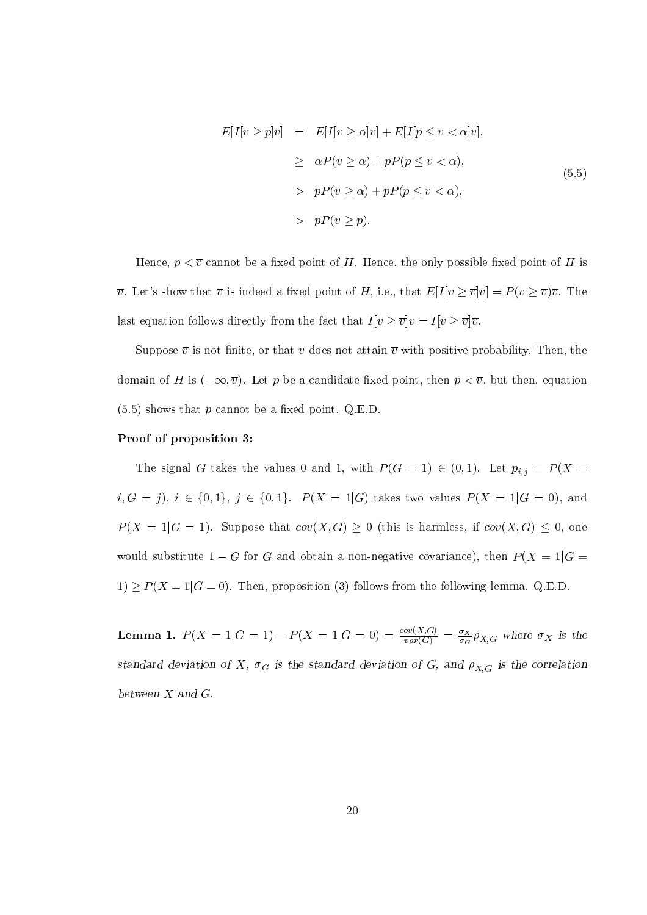$$
\begin{aligned}
E[I[v \geq p]v] &= E[I[v \geq \alpha]v] + E[I[p \leq v < \alpha]v], \\
&\geq \alpha P(v \geq \alpha) + pP(p \leq v < \alpha), \\
&> pP(v \geq \alpha) + pP(p \leq v < \alpha), \\
&> pP(v \geq p).
\end{aligned} \tag{5.5}
$$

Hence, $p < \overline{v}$ cannot be a fixed point of $H$. Hence, the only possible fixed point of $H$ is $\overline{v}$. Let's show that $\overline{v}$ is indeed a fixed point of $H$, i.e., that $E[I[v \geq \overline{v}]v] = P(v \geq \overline{v})\overline{v}$. The last equation follows directly from the fact that $I[v \geq \overline{v}]v = I[v \geq \overline{v}]\overline{v}$.

Suppose $\overline{v}$ is not finite, or that $v$ does not attain $\overline{v}$ with positive probability. Then, the domain of $H$ is $(-\infty, \overline{v})$. Let $p$ be a candidate fixed point, then $p < \overline{v}$, but then, equation (5.5) shows that $p$ cannot be a fixed point. Q.E.D.

**Proof of proposition 3:**

The signal $G$ takes the values 0 and 1, with $P(G = 1) \in (0, 1)$. Let $p_{i,j} = P(X = i, G = j)$, $i \in \{0, 1\}$, $j \in \{0, 1\}$. $P(X = 1|G)$ takes two values $P(X = 1|G = 0)$, and $P(X = 1|G = 1)$. Suppose that $cov(X, G) \geq 0$ (this is harmless, if $cov(X, G) \leq 0$, one would substitute $1 - G$ for $G$ and obtain a non-negative covariance), then $P(X = 1|G = 1) \geq P(X = 1|G = 0)$. Then, proposition (3) follows from the following lemma. Q.E.D.

**Lemma 1.** *$P(X = 1|G = 1) - P(X = 1|G = 0) = \frac{cov(X,G)}{var(G)} = \frac{\sigma_X}{\sigma_G}\rho_{X,G}$ where $\sigma_X$ is the standard deviation of $X$, $\sigma_G$ is the standard deviation of $G$, and $\rho_{X,G}$ is the correlation between $X$ and $G$.*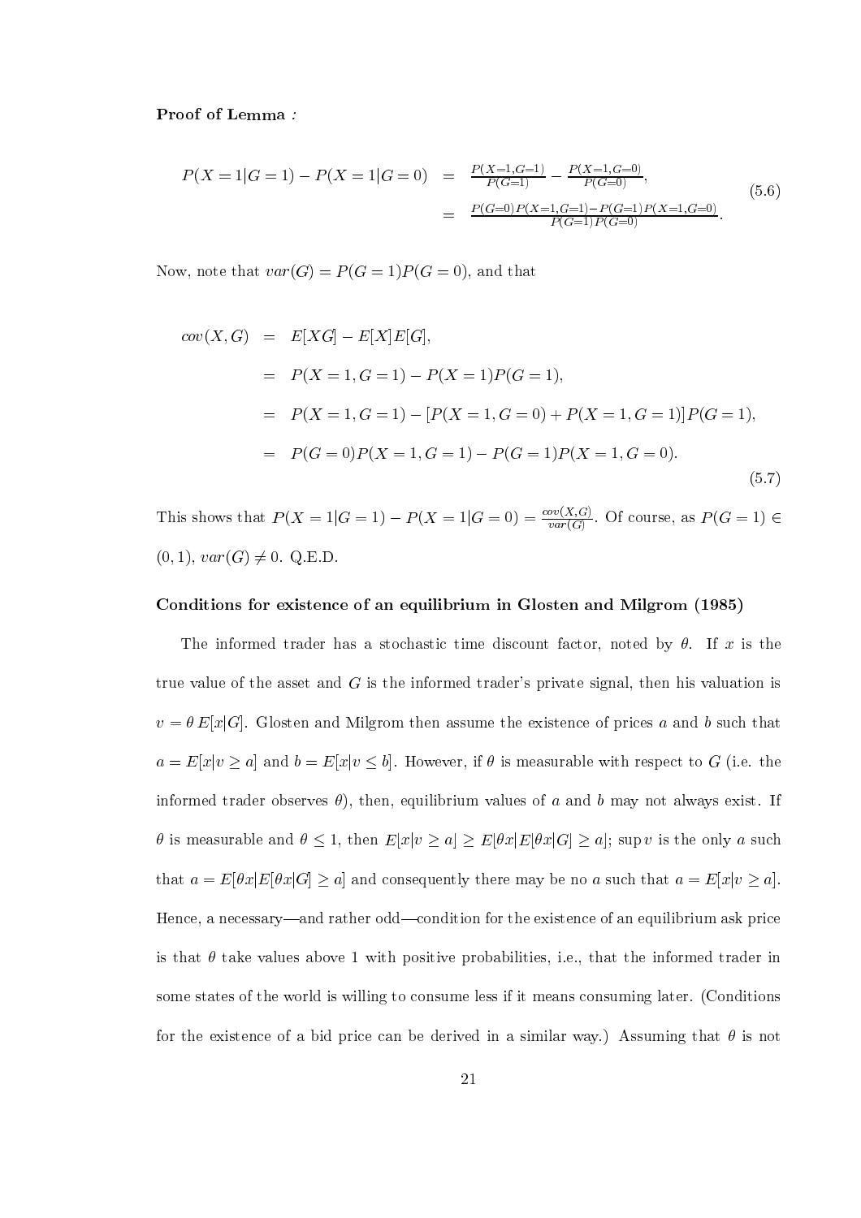**Proof of Lemma :**

$$
\begin{aligned}
P(X=1|G=1) - P(X=1|G=0) &= \tfrac{P(X=1,G=1)}{P(G=1)} - \tfrac{P(X=1,G=0)}{P(G=0)}, \\
&= \tfrac{P(G=0)P(X=1,G=1) - P(G=1)P(X=1,G=0)}{P(G=1)P(G=0)}.
\end{aligned} \tag{5.6}
$$

Now, note that $var(G) = P(G=1)P(G=0)$, and that

$$
\begin{aligned}
cov(X,G) &= E[XG] - E[X]E[G], \\
&= P(X=1,G=1) - P(X=1)P(G=1), \\
&= P(X=1,G=1) - [P(X=1,G=0) + P(X=1,G=1)]P(G=1), \\
&= P(G=0)P(X=1,G=1) - P(G=1)P(X=1,G=0).
\end{aligned} \tag{5.7}
$$

This shows that $P(X=1|G=1) - P(X=1|G=0) = \frac{cov(X,G)}{var(G)}$. Of course, as $P(G=1) \in (0,1)$, $var(G) \neq 0$. Q.E.D.

**Conditions for existence of an equilibrium in Glosten and Milgrom (1985)**

The informed trader has a stochastic time discount factor, noted by $\theta$. If $x$ is the true value of the asset and $G$ is the informed trader's private signal, then his valuation is $v = \theta\, E[x|G]$. Glosten and Milgrom then assume the existence of prices $a$ and $b$ such that $a = E[x|v \geq a]$ and $b = E[x|v \leq b]$. However, if $\theta$ is measurable with respect to $G$ (i.e. the informed trader observes $\theta$), then, equilibrium values of $a$ and $b$ may not always exist. If $\theta$ is measurable and $\theta \leq 1$, then $E[x|v \geq a] \geq E[\theta x|E[\theta x|G] \geq a]$; $\sup v$ is the only $a$ such that $a = E[\theta x|E[\theta x|G] \geq a]$ and consequently there may be no $a$ such that $a = E[x|v \geq a]$. Hence, a necessary—and rather odd—condition for the existence of an equilibrium ask price is that $\theta$ take values above 1 with positive probabilities, i.e., that the informed trader in some states of the world is willing to consume less if it means consuming later. (Conditions for the existence of a bid price can be derived in a similar way.) Assuming that $\theta$ is not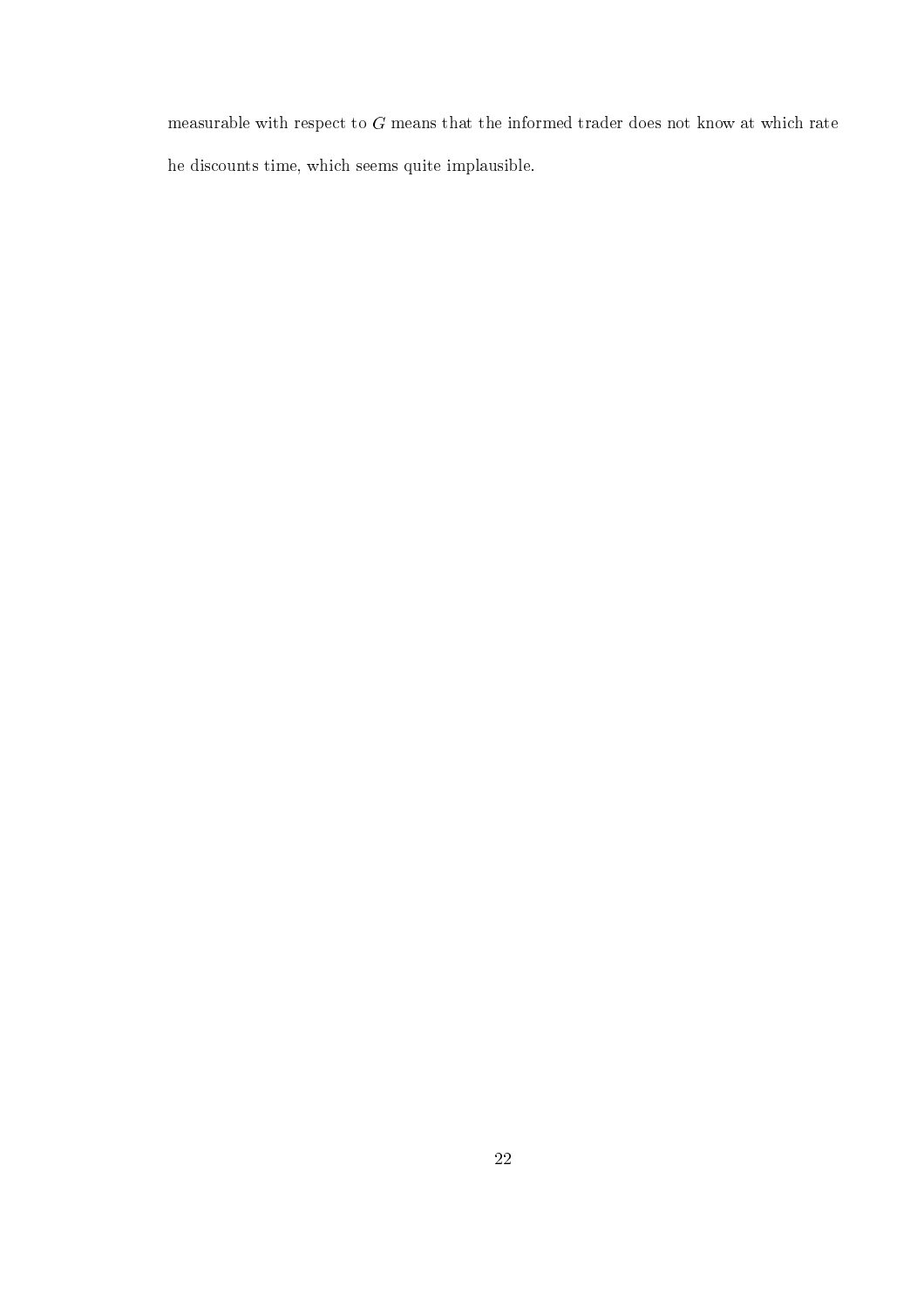measurable with respect to $G$ means that the informed trader does not know at which rate he discounts time, which seems quite implausible.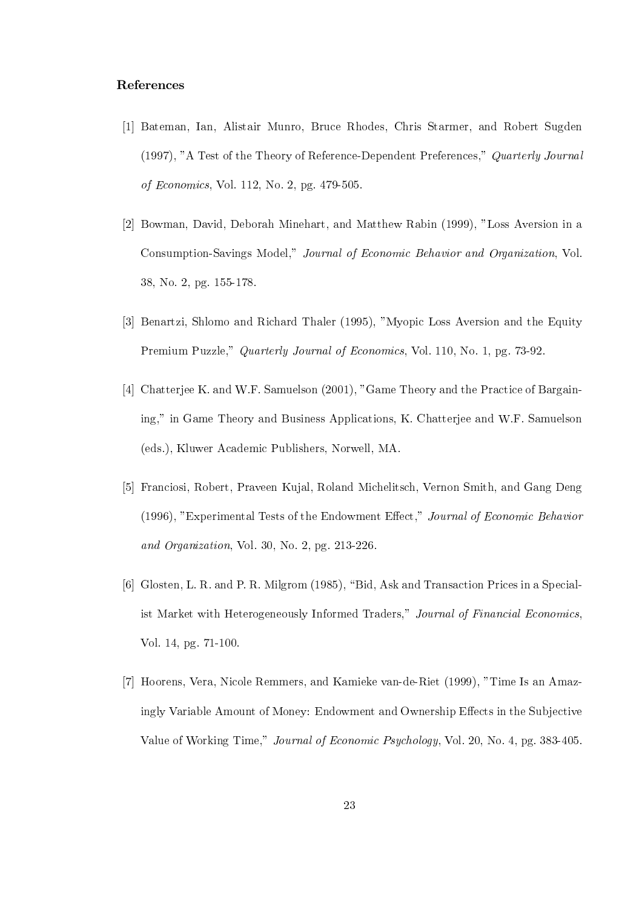## References

[1] Bateman, Ian, Alistair Munro, Bruce Rhodes, Chris Starmer, and Robert Sugden (1997), "A Test of the Theory of Reference-Dependent Preferences," *Quarterly Journal of Economics*, Vol. 112, No. 2, pg. 479-505.

[2] Bowman, David, Deborah Minehart, and Matthew Rabin (1999), "Loss Aversion in a Consumption-Savings Model," *Journal of Economic Behavior and Organization*, Vol. 38, No. 2, pg. 155-178.

[3] Benartzi, Shlomo and Richard Thaler (1995), "Myopic Loss Aversion and the Equity Premium Puzzle," *Quarterly Journal of Economics*, Vol. 110, No. 1, pg. 73-92.

[4] Chatterjee K. and W.F. Samuelson (2001), "Game Theory and the Practice of Bargaining," in Game Theory and Business Applications, K. Chatterjee and W.F. Samuelson (eds.), Kluwer Academic Publishers, Norwell, MA.

[5] Franciosi, Robert, Praveen Kujal, Roland Michelitsch, Vernon Smith, and Gang Deng (1996), "Experimental Tests of the Endowment Effect," *Journal of Economic Behavior and Organization*, Vol. 30, No. 2, pg. 213-226.

[6] Glosten, L. R. and P. R. Milgrom (1985), "Bid, Ask and Transaction Prices in a Specialist Market with Heterogeneously Informed Traders," *Journal of Financial Economics*, Vol. 14, pg. 71-100.

[7] Hoorens, Vera, Nicole Remmers, and Kamieke van-de-Riet (1999), "Time Is an Amazingly Variable Amount of Money: Endowment and Ownership Effects in the Subjective Value of Working Time," *Journal of Economic Psychology*, Vol. 20, No. 4, pg. 383-405.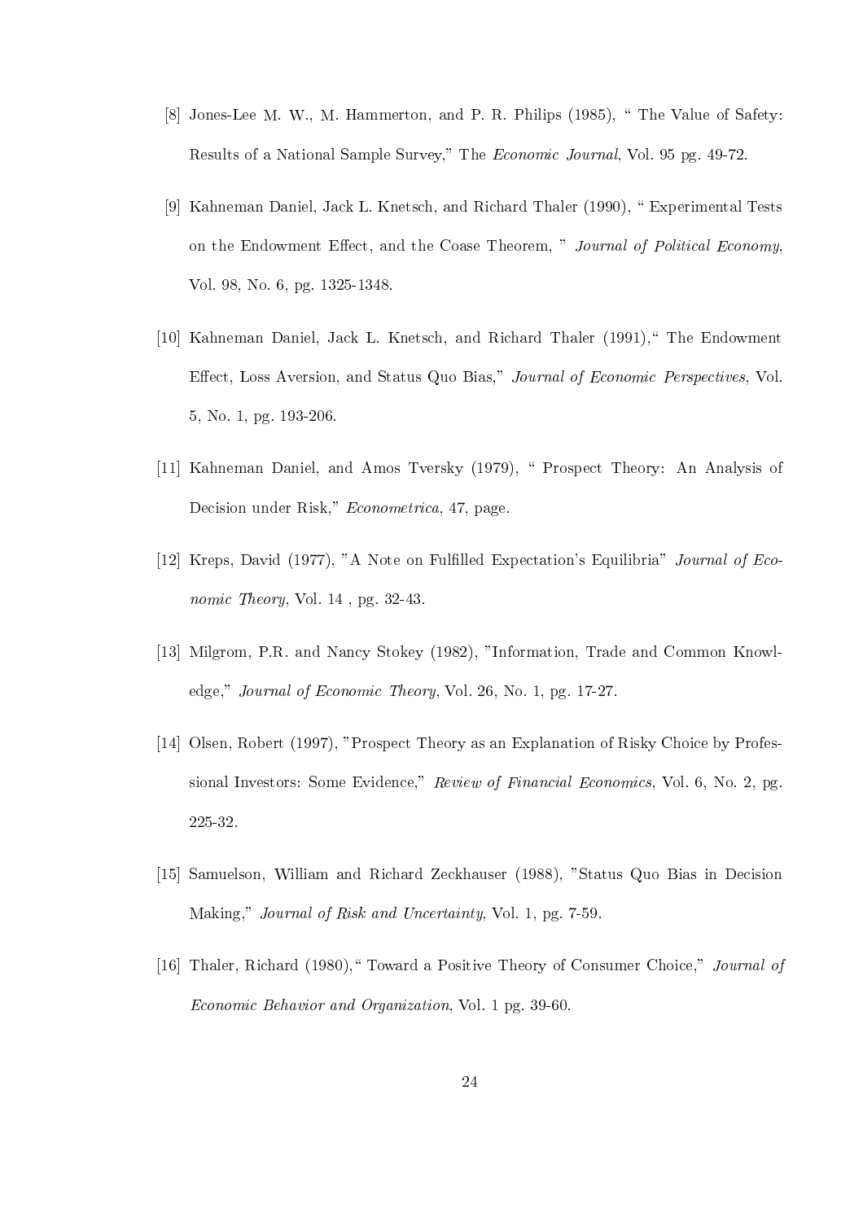[8] Jones-Lee M. W., M. Hammerton, and P. R. Philips (1985), " The Value of Safety: Results of a National Sample Survey," The *Economic Journal*, Vol. 95 pg. 49-72.

[9] Kahneman Daniel, Jack L. Knetsch, and Richard Thaler (1990), " Experimental Tests on the Endowment Effect, and the Coase Theorem, " *Journal of Political Economy*, Vol. 98, No. 6, pg. 1325-1348.

[10] Kahneman Daniel, Jack L. Knetsch, and Richard Thaler (1991)," The Endowment Effect, Loss Aversion, and Status Quo Bias," *Journal of Economic Perspectives*, Vol. 5, No. 1, pg. 193-206.

[11] Kahneman Daniel, and Amos Tversky (1979), " Prospect Theory: An Analysis of Decision under Risk," *Econometrica*, 47, page.

[12] Kreps, David (1977), "A Note on Fulfilled Expectation's Equilibria" *Journal of Economic Theory*, Vol. 14 , pg. 32-43.

[13] Milgrom, P.R. and Nancy Stokey (1982), "Information, Trade and Common Knowledge," *Journal of Economic Theory*, Vol. 26, No. 1, pg. 17-27.

[14] Olsen, Robert (1997), "Prospect Theory as an Explanation of Risky Choice by Professional Investors: Some Evidence," *Review of Financial Economics*, Vol. 6, No. 2, pg. 225-32.

[15] Samuelson, William and Richard Zeckhauser (1988), "Status Quo Bias in Decision Making," *Journal of Risk and Uncertainty*, Vol. 1, pg. 7-59.

[16] Thaler, Richard (1980)," Toward a Positive Theory of Consumer Choice," *Journal of Economic Behavior and Organization*, Vol. 1 pg. 39-60.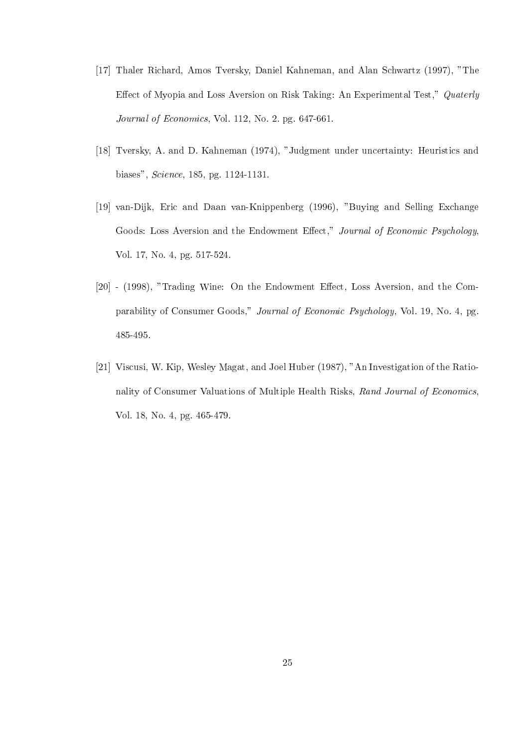[17] Thaler Richard, Amos Tversky, Daniel Kahneman, and Alan Schwartz (1997), "The Effect of Myopia and Loss Aversion on Risk Taking: An Experimental Test," *Quaterly Journal of Economics*, Vol. 112, No. 2. pg. 647-661.

[18] Tversky, A. and D. Kahneman (1974), "Judgment under uncertainty: Heuristics and biases", *Science*, 185, pg. 1124-1131.

[19] van-Dijk, Eric and Daan van-Knippenberg (1996), "Buying and Selling Exchange Goods: Loss Aversion and the Endowment Effect," *Journal of Economic Psychology*, Vol. 17, No. 4, pg. 517-524.

[20] - (1998), "Trading Wine: On the Endowment Effect, Loss Aversion, and the Comparability of Consumer Goods," *Journal of Economic Psychology*, Vol. 19, No. 4, pg. 485-495.

[21] Viscusi, W. Kip, Wesley Magat, and Joel Huber (1987), "An Investigation of the Rationality of Consumer Valuations of Multiple Health Risks, *Rand Journal of Economics*, Vol. 18, No. 4, pg. 465-479.